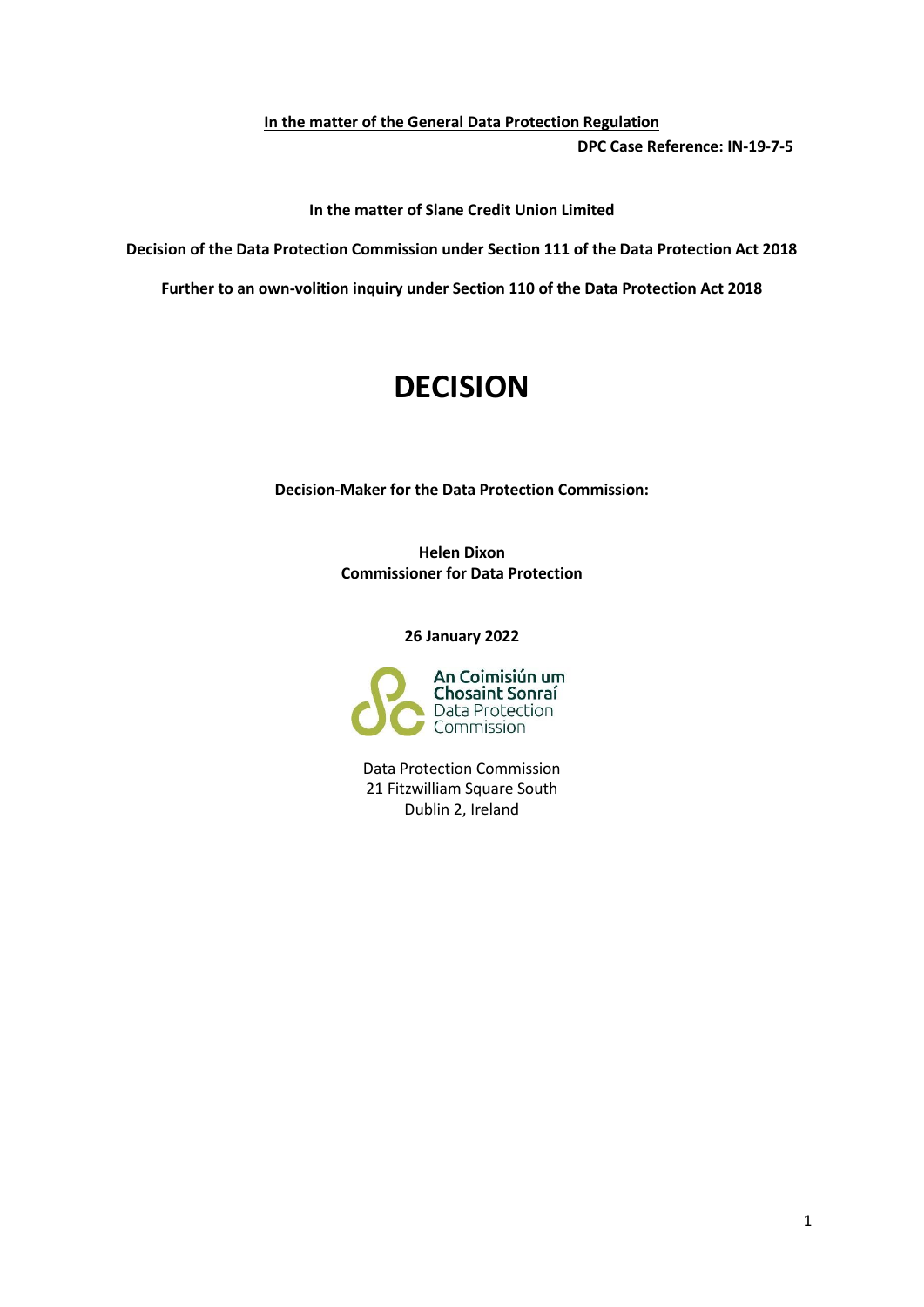**In the matter of the General Data Protection Regulation**

**DPC Case Reference: IN-19-7-5**

**In the matter of Slane Credit Union Limited**

**Decision of the Data Protection Commission under Section 111 of the Data Protection Act 2018**

**Further to an own-volition inquiry under Section 110 of the Data Protection Act 2018**

# DECISION

**Decision-Maker for the Data Protection Commission:**

**Helen Dixon**
**Commissioner for Data Protection**

**26 January 2022**

An Coimisiún um Chosaint Sonraí
Data Protection Commission

Data Protection Commission
21 Fitzwilliam Square South
Dublin 2, Ireland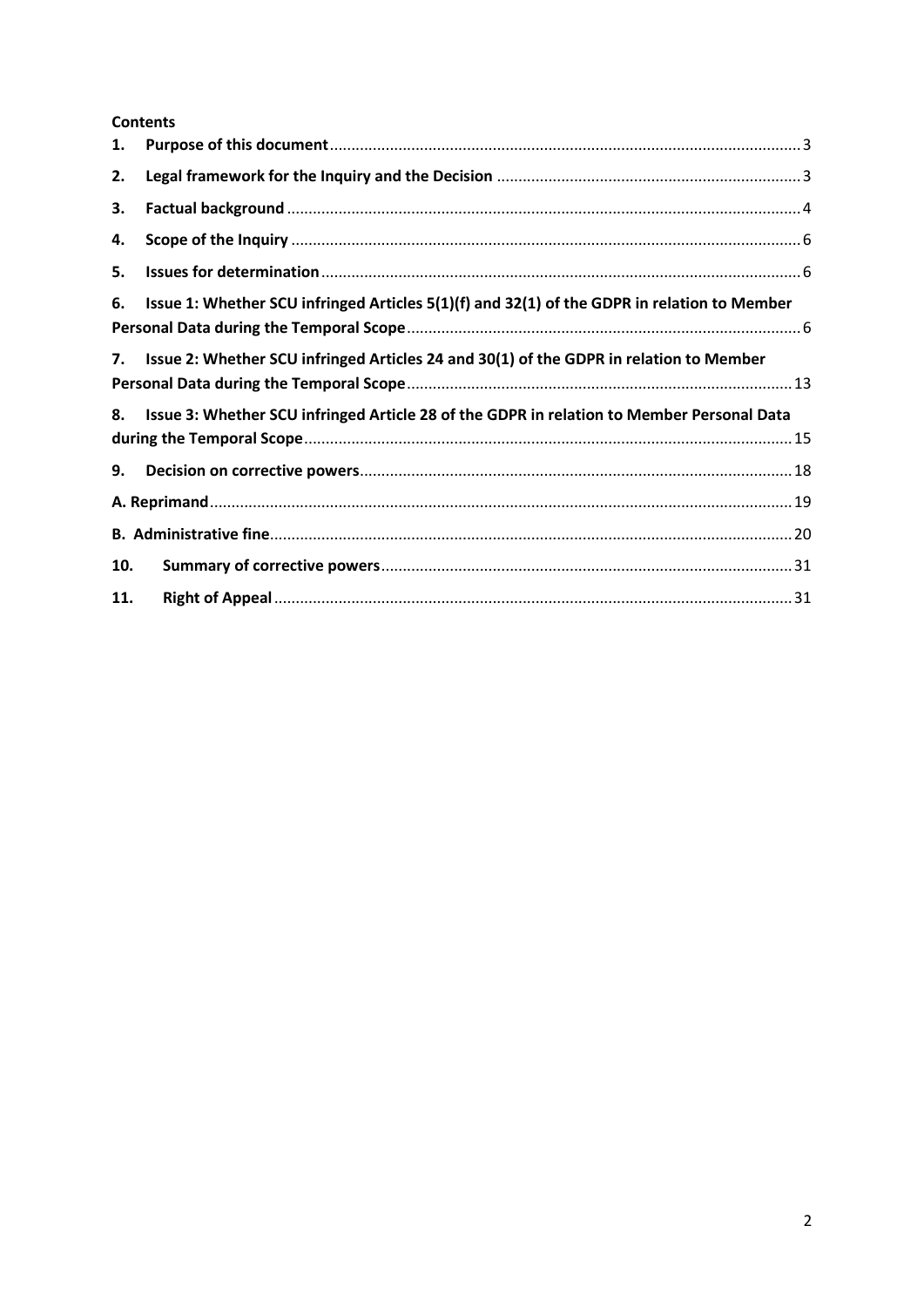**Contents**

1. **Purpose of this document** ........ 3
2. **Legal framework for the Inquiry and the Decision** ........ 3
3. **Factual background** ........ 4
4. **Scope of the Inquiry** ........ 6
5. **Issues for determination** ........ 6
6. **Issue 1: Whether SCU infringed Articles 5(1)(f) and 32(1) of the GDPR in relation to Member Personal Data during the Temporal Scope** ........ 6
7. **Issue 2: Whether SCU infringed Articles 24 and 30(1) of the GDPR in relation to Member Personal Data during the Temporal Scope** ........ 13
8. **Issue 3: Whether SCU infringed Article 28 of the GDPR in relation to Member Personal Data during the Temporal Scope** ........ 15
9. **Decision on corrective powers** ........ 18

**A. Reprimand** ........ 19

**B. Administrative fine** ........ 20

10. **Summary of corrective powers** ........ 31
11. **Right of Appeal** ........ 31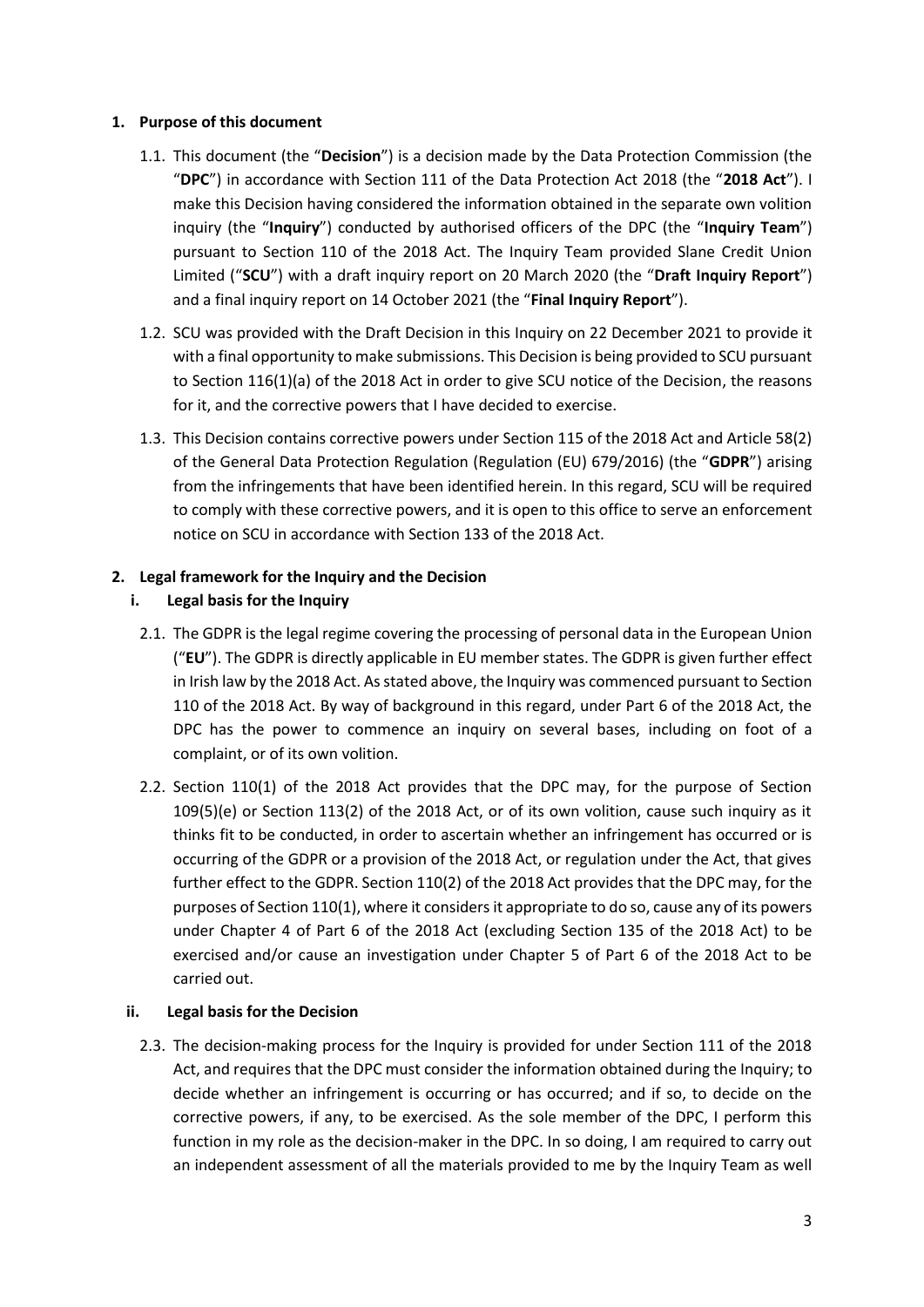## 1. Purpose of this document

1.1. This document (the "**Decision**") is a decision made by the Data Protection Commission (the "**DPC**") in accordance with Section 111 of the Data Protection Act 2018 (the "**2018 Act**"). I make this Decision having considered the information obtained in the separate own volition inquiry (the "**Inquiry**") conducted by authorised officers of the DPC (the "**Inquiry Team**") pursuant to Section 110 of the 2018 Act. The Inquiry Team provided Slane Credit Union Limited ("**SCU**") with a draft inquiry report on 20 March 2020 (the "**Draft Inquiry Report**") and a final inquiry report on 14 October 2021 (the "**Final Inquiry Report**").

1.2. SCU was provided with the Draft Decision in this Inquiry on 22 December 2021 to provide it with a final opportunity to make submissions. This Decision is being provided to SCU pursuant to Section 116(1)(a) of the 2018 Act in order to give SCU notice of the Decision, the reasons for it, and the corrective powers that I have decided to exercise.

1.3. This Decision contains corrective powers under Section 115 of the 2018 Act and Article 58(2) of the General Data Protection Regulation (Regulation (EU) 679/2016) (the "**GDPR**") arising from the infringements that have been identified herein. In this regard, SCU will be required to comply with these corrective powers, and it is open to this office to serve an enforcement notice on SCU in accordance with Section 133 of the 2018 Act.

## 2. Legal framework for the Inquiry and the Decision

### i. Legal basis for the Inquiry

2.1. The GDPR is the legal regime covering the processing of personal data in the European Union ("**EU**"). The GDPR is directly applicable in EU member states. The GDPR is given further effect in Irish law by the 2018 Act. As stated above, the Inquiry was commenced pursuant to Section 110 of the 2018 Act. By way of background in this regard, under Part 6 of the 2018 Act, the DPC has the power to commence an inquiry on several bases, including on foot of a complaint, or of its own volition.

2.2. Section 110(1) of the 2018 Act provides that the DPC may, for the purpose of Section 109(5)(e) or Section 113(2) of the 2018 Act, or of its own volition, cause such inquiry as it thinks fit to be conducted, in order to ascertain whether an infringement has occurred or is occurring of the GDPR or a provision of the 2018 Act, or regulation under the Act, that gives further effect to the GDPR. Section 110(2) of the 2018 Act provides that the DPC may, for the purposes of Section 110(1), where it considers it appropriate to do so, cause any of its powers under Chapter 4 of Part 6 of the 2018 Act (excluding Section 135 of the 2018 Act) to be exercised and/or cause an investigation under Chapter 5 of Part 6 of the 2018 Act to be carried out.

### ii. Legal basis for the Decision

2.3. The decision-making process for the Inquiry is provided for under Section 111 of the 2018 Act, and requires that the DPC must consider the information obtained during the Inquiry; to decide whether an infringement is occurring or has occurred; and if so, to decide on the corrective powers, if any, to be exercised. As the sole member of the DPC, I perform this function in my role as the decision-maker in the DPC. In so doing, I am required to carry out an independent assessment of all the materials provided to me by the Inquiry Team as well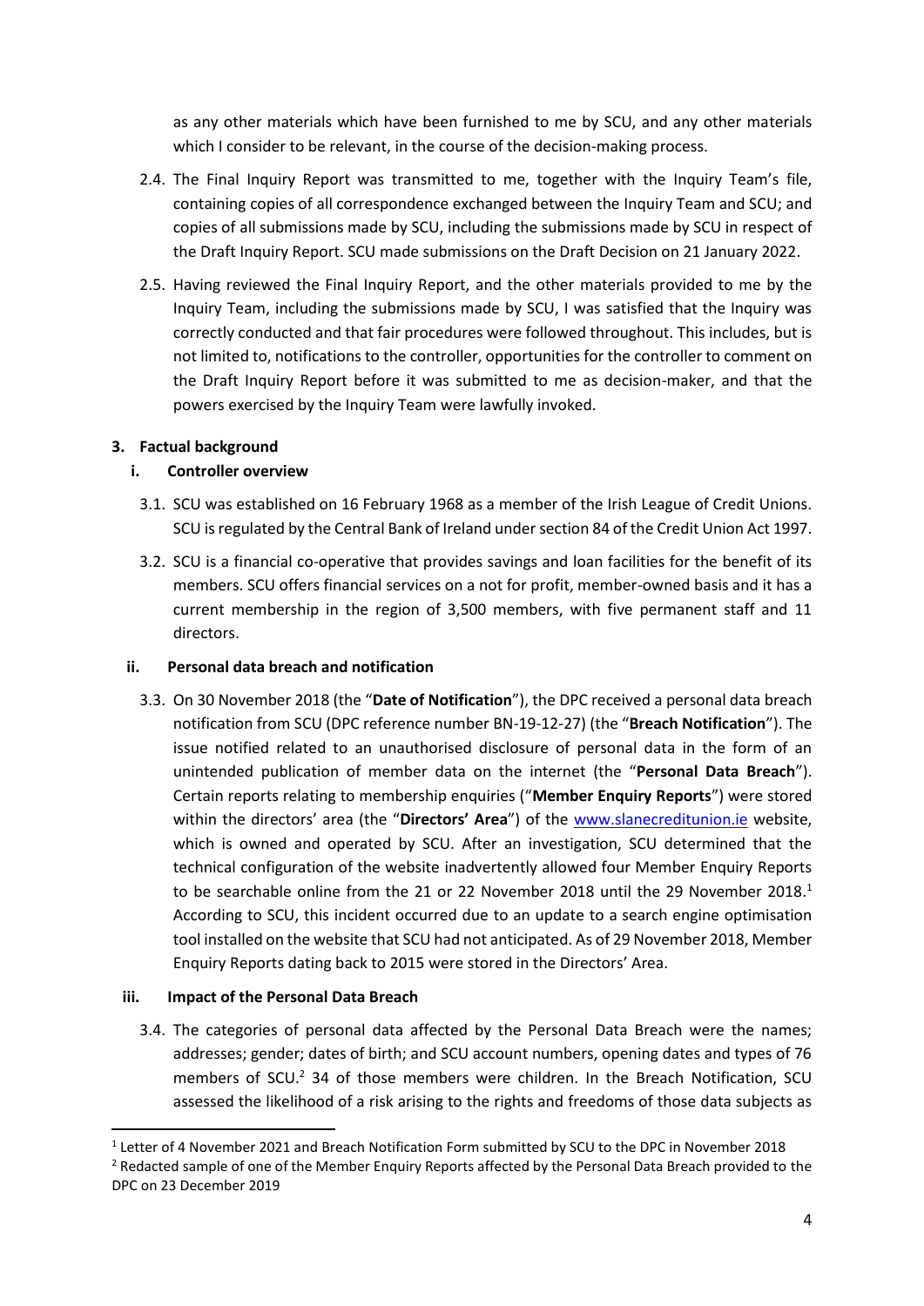as any other materials which have been furnished to me by SCU, and any other materials which I consider to be relevant, in the course of the decision-making process.

2.4. The Final Inquiry Report was transmitted to me, together with the Inquiry Team's file, containing copies of all correspondence exchanged between the Inquiry Team and SCU; and copies of all submissions made by SCU, including the submissions made by SCU in respect of the Draft Inquiry Report. SCU made submissions on the Draft Decision on 21 January 2022.

2.5. Having reviewed the Final Inquiry Report, and the other materials provided to me by the Inquiry Team, including the submissions made by SCU, I was satisfied that the Inquiry was correctly conducted and that fair procedures were followed throughout. This includes, but is not limited to, notifications to the controller, opportunities for the controller to comment on the Draft Inquiry Report before it was submitted to me as decision-maker, and that the powers exercised by the Inquiry Team were lawfully invoked.

## 3. Factual background

### i. Controller overview

3.1. SCU was established on 16 February 1968 as a member of the Irish League of Credit Unions. SCU is regulated by the Central Bank of Ireland under section 84 of the Credit Union Act 1997.

3.2. SCU is a financial co-operative that provides savings and loan facilities for the benefit of its members. SCU offers financial services on a not for profit, member-owned basis and it has a current membership in the region of 3,500 members, with five permanent staff and 11 directors.

### ii. Personal data breach and notification

3.3. On 30 November 2018 (the "**Date of Notification**"), the DPC received a personal data breach notification from SCU (DPC reference number BN-19-12-27) (the "**Breach Notification**"). The issue notified related to an unauthorised disclosure of personal data in the form of an unintended publication of member data on the internet (the "**Personal Data Breach**"). Certain reports relating to membership enquiries ("**Member Enquiry Reports**") were stored within the directors' area (the "**Directors' Area**") of the www.slanecreditunion.ie website, which is owned and operated by SCU. After an investigation, SCU determined that the technical configuration of the website inadvertently allowed four Member Enquiry Reports to be searchable online from the 21 or 22 November 2018 until the 29 November 2018.[1] According to SCU, this incident occurred due to an update to a search engine optimisation tool installed on the website that SCU had not anticipated. As of 29 November 2018, Member Enquiry Reports dating back to 2015 were stored in the Directors' Area.

### iii. Impact of the Personal Data Breach

3.4. The categories of personal data affected by the Personal Data Breach were the names; addresses; gender; dates of birth; and SCU account numbers, opening dates and types of 76 members of SCU.[2] 34 of those members were children. In the Breach Notification, SCU assessed the likelihood of a risk arising to the rights and freedoms of those data subjects as

---

[1] Letter of 4 November 2021 and Breach Notification Form submitted by SCU to the DPC in November 2018

[2] Redacted sample of one of the Member Enquiry Reports affected by the Personal Data Breach provided to the DPC on 23 December 2019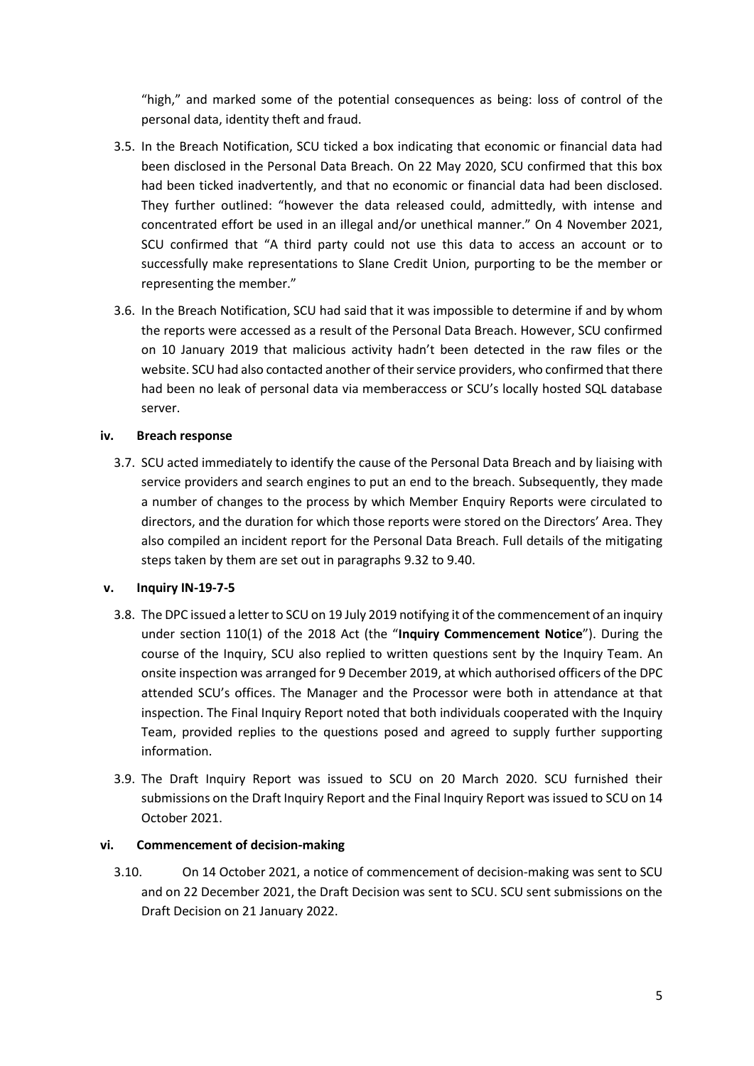"high," and marked some of the potential consequences as being: loss of control of the personal data, identity theft and fraud.

3.5. In the Breach Notification, SCU ticked a box indicating that economic or financial data had been disclosed in the Personal Data Breach. On 22 May 2020, SCU confirmed that this box had been ticked inadvertently, and that no economic or financial data had been disclosed. They further outlined: "however the data released could, admittedly, with intense and concentrated effort be used in an illegal and/or unethical manner." On 4 November 2021, SCU confirmed that "A third party could not use this data to access an account or to successfully make representations to Slane Credit Union, purporting to be the member or representing the member."

3.6. In the Breach Notification, SCU had said that it was impossible to determine if and by whom the reports were accessed as a result of the Personal Data Breach. However, SCU confirmed on 10 January 2019 that malicious activity hadn't been detected in the raw files or the website. SCU had also contacted another of their service providers, who confirmed that there had been no leak of personal data via memberaccess or SCU's locally hosted SQL database server.

### iv. Breach response

3.7. SCU acted immediately to identify the cause of the Personal Data Breach and by liaising with service providers and search engines to put an end to the breach. Subsequently, they made a number of changes to the process by which Member Enquiry Reports were circulated to directors, and the duration for which those reports were stored on the Directors' Area. They also compiled an incident report for the Personal Data Breach. Full details of the mitigating steps taken by them are set out in paragraphs 9.32 to 9.40.

### v. Inquiry IN-19-7-5

3.8. The DPC issued a letter to SCU on 19 July 2019 notifying it of the commencement of an inquiry under section 110(1) of the 2018 Act (the "**Inquiry Commencement Notice**"). During the course of the Inquiry, SCU also replied to written questions sent by the Inquiry Team. An onsite inspection was arranged for 9 December 2019, at which authorised officers of the DPC attended SCU's offices. The Manager and the Processor were both in attendance at that inspection. The Final Inquiry Report noted that both individuals cooperated with the Inquiry Team, provided replies to the questions posed and agreed to supply further supporting information.

3.9. The Draft Inquiry Report was issued to SCU on 20 March 2020. SCU furnished their submissions on the Draft Inquiry Report and the Final Inquiry Report was issued to SCU on 14 October 2021.

### vi. Commencement of decision-making

3.10. On 14 October 2021, a notice of commencement of decision-making was sent to SCU and on 22 December 2021, the Draft Decision was sent to SCU. SCU sent submissions on the Draft Decision on 21 January 2022.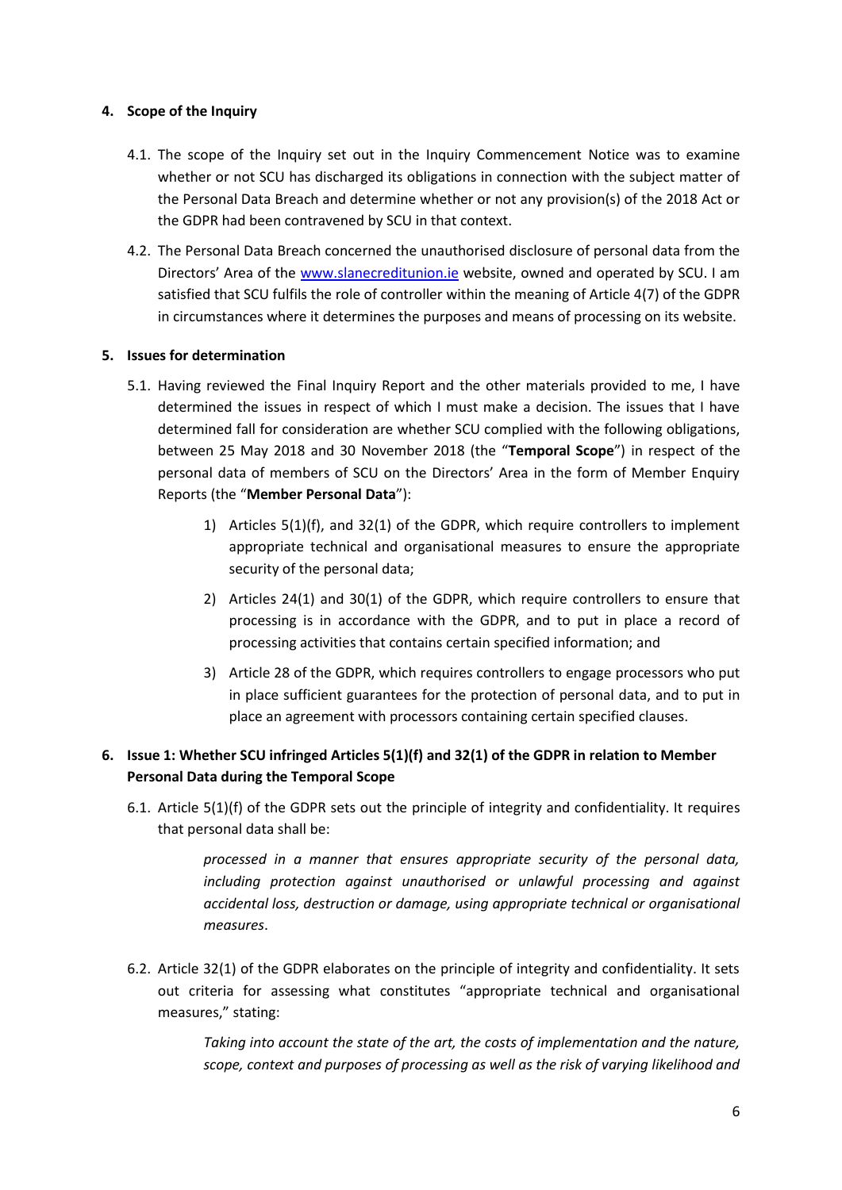## 4. Scope of the Inquiry

4.1. The scope of the Inquiry set out in the Inquiry Commencement Notice was to examine whether or not SCU has discharged its obligations in connection with the subject matter of the Personal Data Breach and determine whether or not any provision(s) of the 2018 Act or the GDPR had been contravened by SCU in that context.

4.2. The Personal Data Breach concerned the unauthorised disclosure of personal data from the Directors' Area of the [www.slanecreditunion.ie](www.slanecreditunion.ie) website, owned and operated by SCU. I am satisfied that SCU fulfils the role of controller within the meaning of Article 4(7) of the GDPR in circumstances where it determines the purposes and means of processing on its website.

## 5. Issues for determination

5.1. Having reviewed the Final Inquiry Report and the other materials provided to me, I have determined the issues in respect of which I must make a decision. The issues that I have determined fall for consideration are whether SCU complied with the following obligations, between 25 May 2018 and 30 November 2018 (the "**Temporal Scope**") in respect of the personal data of members of SCU on the Directors' Area in the form of Member Enquiry Reports (the "**Member Personal Data**"):

1) Articles 5(1)(f), and 32(1) of the GDPR, which require controllers to implement appropriate technical and organisational measures to ensure the appropriate security of the personal data;

2) Articles 24(1) and 30(1) of the GDPR, which require controllers to ensure that processing is in accordance with the GDPR, and to put in place a record of processing activities that contains certain specified information; and

3) Article 28 of the GDPR, which requires controllers to engage processors who put in place sufficient guarantees for the protection of personal data, and to put in place an agreement with processors containing certain specified clauses.

## 6. Issue 1: Whether SCU infringed Articles 5(1)(f) and 32(1) of the GDPR in relation to Member Personal Data during the Temporal Scope

6.1. Article 5(1)(f) of the GDPR sets out the principle of integrity and confidentiality. It requires that personal data shall be:

> *processed in a manner that ensures appropriate security of the personal data, including protection against unauthorised or unlawful processing and against accidental loss, destruction or damage, using appropriate technical or organisational measures.*

6.2. Article 32(1) of the GDPR elaborates on the principle of integrity and confidentiality. It sets out criteria for assessing what constitutes "appropriate technical and organisational measures," stating:

> *Taking into account the state of the art, the costs of implementation and the nature, scope, context and purposes of processing as well as the risk of varying likelihood and*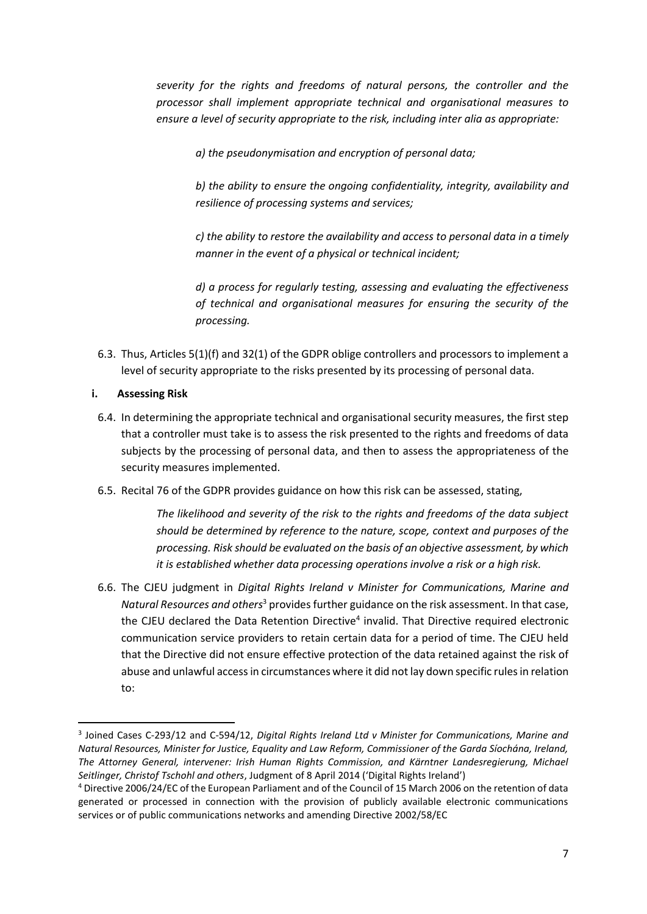*severity for the rights and freedoms of natural persons, the controller and the processor shall implement appropriate technical and organisational measures to ensure a level of security appropriate to the risk, including inter alia as appropriate:*

> *a) the pseudonymisation and encryption of personal data;*
>
> *b) the ability to ensure the ongoing confidentiality, integrity, availability and resilience of processing systems and services;*
>
> *c) the ability to restore the availability and access to personal data in a timely manner in the event of a physical or technical incident;*
>
> *d) a process for regularly testing, assessing and evaluating the effectiveness of technical and organisational measures for ensuring the security of the processing.*

6.3. Thus, Articles 5(1)(f) and 32(1) of the GDPR oblige controllers and processors to implement a level of security appropriate to the risks presented by its processing of personal data.

### i. Assessing Risk

6.4. In determining the appropriate technical and organisational security measures, the first step that a controller must take is to assess the risk presented to the rights and freedoms of data subjects by the processing of personal data, and then to assess the appropriateness of the security measures implemented.

6.5. Recital 76 of the GDPR provides guidance on how this risk can be assessed, stating,

> *The likelihood and severity of the risk to the rights and freedoms of the data subject should be determined by reference to the nature, scope, context and purposes of the processing. Risk should be evaluated on the basis of an objective assessment, by which it is established whether data processing operations involve a risk or a high risk.*

6.6. The CJEU judgment in *Digital Rights Ireland v Minister for Communications, Marine and Natural Resources and others*[3] provides further guidance on the risk assessment. In that case, the CJEU declared the Data Retention Directive[4] invalid. That Directive required electronic communication service providers to retain certain data for a period of time. The CJEU held that the Directive did not ensure effective protection of the data retained against the risk of abuse and unlawful access in circumstances where it did not lay down specific rules in relation to:

---

[3] Joined Cases C-293/12 and C-594/12, *Digital Rights Ireland Ltd v Minister for Communications, Marine and Natural Resources, Minister for Justice, Equality and Law Reform, Commissioner of the Garda Síochána, Ireland, The Attorney General, intervener: Irish Human Rights Commission, and Kärntner Landesregierung, Michael Seitlinger, Christof Tschohl and others*, Judgment of 8 April 2014 ('Digital Rights Ireland')

[4] Directive 2006/24/EC of the European Parliament and of the Council of 15 March 2006 on the retention of data generated or processed in connection with the provision of publicly available electronic communications services or of public communications networks and amending Directive 2002/58/EC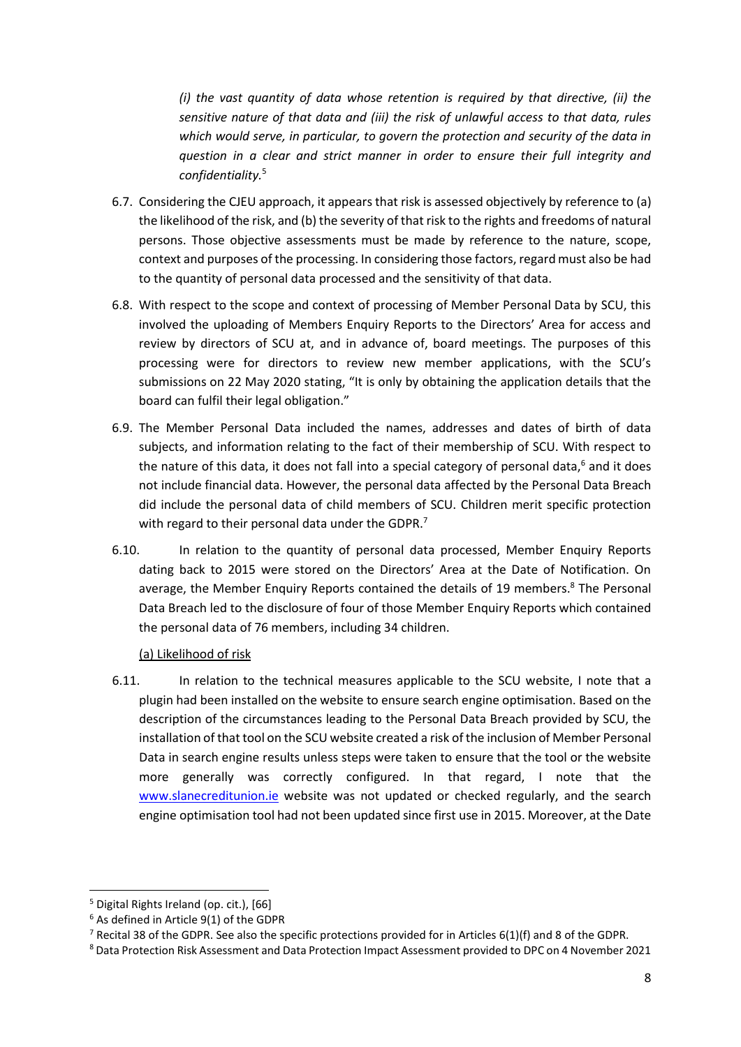*(i) the vast quantity of data whose retention is required by that directive, (ii) the sensitive nature of that data and (iii) the risk of unlawful access to that data, rules which would serve, in particular, to govern the protection and security of the data in question in a clear and strict manner in order to ensure their full integrity and confidentiality.*[5]

6.7. Considering the CJEU approach, it appears that risk is assessed objectively by reference to (a) the likelihood of the risk, and (b) the severity of that risk to the rights and freedoms of natural persons. Those objective assessments must be made by reference to the nature, scope, context and purposes of the processing. In considering those factors, regard must also be had to the quantity of personal data processed and the sensitivity of that data.

6.8. With respect to the scope and context of processing of Member Personal Data by SCU, this involved the uploading of Members Enquiry Reports to the Directors' Area for access and review by directors of SCU at, and in advance of, board meetings. The purposes of this processing were for directors to review new member applications, with the SCU's submissions on 22 May 2020 stating, "It is only by obtaining the application details that the board can fulfil their legal obligation."

6.9. The Member Personal Data included the names, addresses and dates of birth of data subjects, and information relating to the fact of their membership of SCU. With respect to the nature of this data, it does not fall into a special category of personal data,[6] and it does not include financial data. However, the personal data affected by the Personal Data Breach did include the personal data of child members of SCU. Children merit specific protection with regard to their personal data under the GDPR.[7]

6.10. In relation to the quantity of personal data processed, Member Enquiry Reports dating back to 2015 were stored on the Directors' Area at the Date of Notification. On average, the Member Enquiry Reports contained the details of 19 members.[8] The Personal Data Breach led to the disclosure of four of those Member Enquiry Reports which contained the personal data of 76 members, including 34 children.

(a) Likelihood of risk

6.11. In relation to the technical measures applicable to the SCU website, I note that a plugin had been installed on the website to ensure search engine optimisation. Based on the description of the circumstances leading to the Personal Data Breach provided by SCU, the installation of that tool on the SCU website created a risk of the inclusion of Member Personal Data in search engine results unless steps were taken to ensure that the tool or the website more generally was correctly configured. In that regard, I note that the www.slanecreditunion.ie website was not updated or checked regularly, and the search engine optimisation tool had not been updated since first use in 2015. Moreover, at the Date

---

[5] Digital Rights Ireland (op. cit.), [66]

[6] As defined in Article 9(1) of the GDPR

[7] Recital 38 of the GDPR. See also the specific protections provided for in Articles 6(1)(f) and 8 of the GDPR.

[8] Data Protection Risk Assessment and Data Protection Impact Assessment provided to DPC on 4 November 2021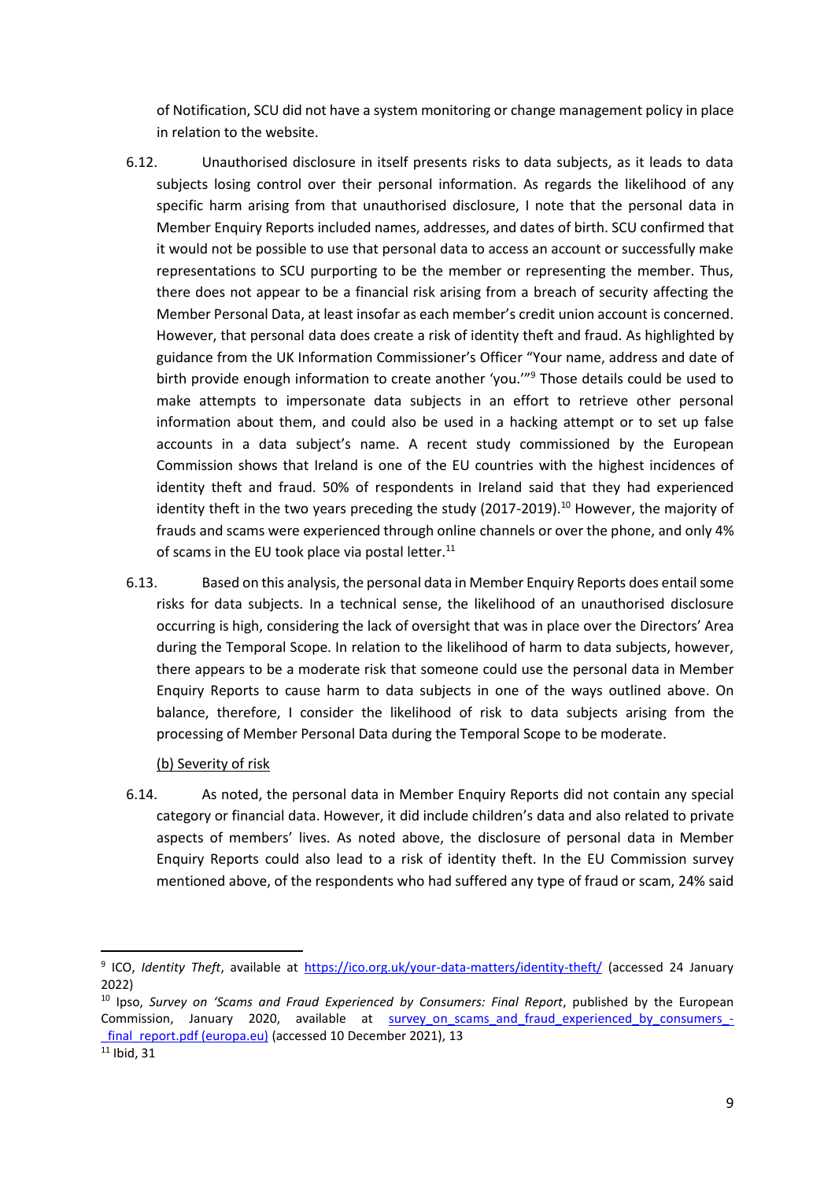of Notification, SCU did not have a system monitoring or change management policy in place in relation to the website.

6.12. Unauthorised disclosure in itself presents risks to data subjects, as it leads to data subjects losing control over their personal information. As regards the likelihood of any specific harm arising from that unauthorised disclosure, I note that the personal data in Member Enquiry Reports included names, addresses, and dates of birth. SCU confirmed that it would not be possible to use that personal data to access an account or successfully make representations to SCU purporting to be the member or representing the member. Thus, there does not appear to be a financial risk arising from a breach of security affecting the Member Personal Data, at least insofar as each member's credit union account is concerned. However, that personal data does create a risk of identity theft and fraud. As highlighted by guidance from the UK Information Commissioner's Officer "Your name, address and date of birth provide enough information to create another 'you.'"[9] Those details could be used to make attempts to impersonate data subjects in an effort to retrieve other personal information about them, and could also be used in a hacking attempt or to set up false accounts in a data subject's name. A recent study commissioned by the European Commission shows that Ireland is one of the EU countries with the highest incidences of identity theft and fraud. 50% of respondents in Ireland said that they had experienced identity theft in the two years preceding the study (2017-2019).[10] However, the majority of frauds and scams were experienced through online channels or over the phone, and only 4% of scams in the EU took place via postal letter.[11]

6.13. Based on this analysis, the personal data in Member Enquiry Reports does entail some risks for data subjects. In a technical sense, the likelihood of an unauthorised disclosure occurring is high, considering the lack of oversight that was in place over the Directors' Area during the Temporal Scope. In relation to the likelihood of harm to data subjects, however, there appears to be a moderate risk that someone could use the personal data in Member Enquiry Reports to cause harm to data subjects in one of the ways outlined above. On balance, therefore, I consider the likelihood of risk to data subjects arising from the processing of Member Personal Data during the Temporal Scope to be moderate.

(b) Severity of risk

6.14. As noted, the personal data in Member Enquiry Reports did not contain any special category or financial data. However, it did include children's data and also related to private aspects of members' lives. As noted above, the disclosure of personal data in Member Enquiry Reports could also lead to a risk of identity theft. In the EU Commission survey mentioned above, of the respondents who had suffered any type of fraud or scam, 24% said

---

[9] ICO, *Identity Theft*, available at https://ico.org.uk/your-data-matters/identity-theft/ (accessed 24 January 2022)

[10] Ipso, *Survey on 'Scams and Fraud Experienced by Consumers: Final Report*, published by the European Commission, January 2020, available at survey_on_scams_and_fraud_experienced_by_consumers_-_final_report.pdf (europa.eu) (accessed 10 December 2021), 13

[11] Ibid, 31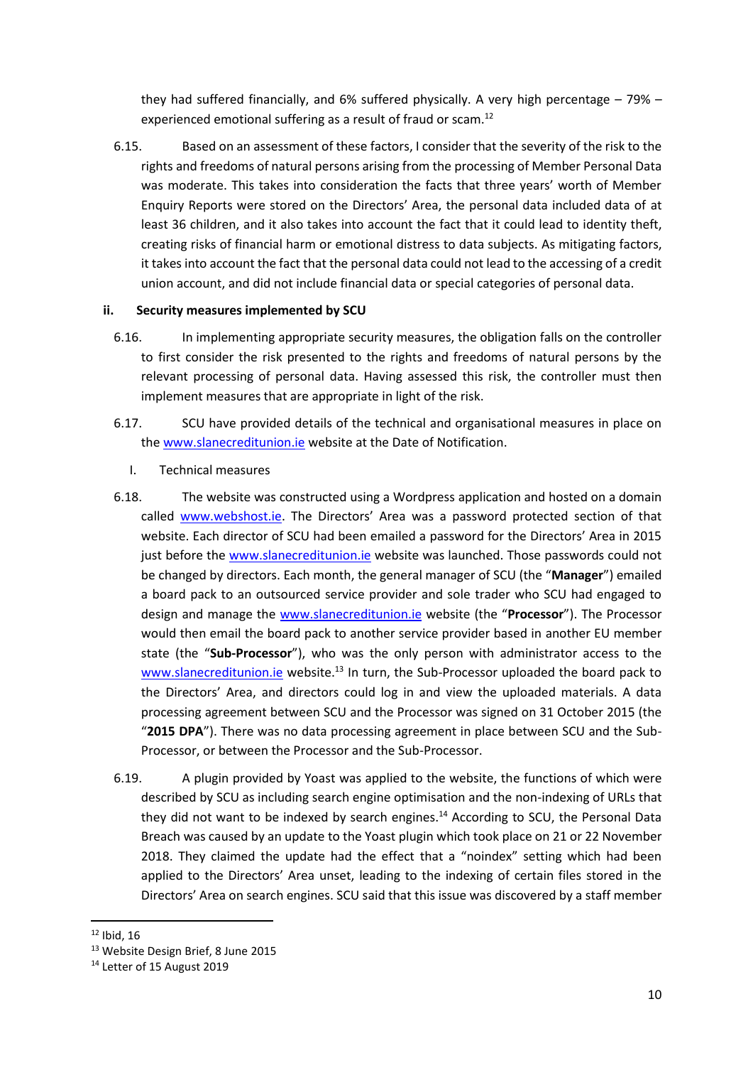they had suffered financially, and 6% suffered physically. A very high percentage – 79% – experienced emotional suffering as a result of fraud or scam.[12]

6.15. Based on an assessment of these factors, I consider that the severity of the risk to the rights and freedoms of natural persons arising from the processing of Member Personal Data was moderate. This takes into consideration the facts that three years' worth of Member Enquiry Reports were stored on the Directors' Area, the personal data included data of at least 36 children, and it also takes into account the fact that it could lead to identity theft, creating risks of financial harm or emotional distress to data subjects. As mitigating factors, it takes into account the fact that the personal data could not lead to the accessing of a credit union account, and did not include financial data or special categories of personal data.

### ii. Security measures implemented by SCU

6.16. In implementing appropriate security measures, the obligation falls on the controller to first consider the risk presented to the rights and freedoms of natural persons by the relevant processing of personal data. Having assessed this risk, the controller must then implement measures that are appropriate in light of the risk.

6.17. SCU have provided details of the technical and organisational measures in place on the www.slanecreditunion.ie website at the Date of Notification.

I. Technical measures

6.18. The website was constructed using a Wordpress application and hosted on a domain called www.webshost.ie. The Directors' Area was a password protected section of that website. Each director of SCU had been emailed a password for the Directors' Area in 2015 just before the www.slanecreditunion.ie website was launched. Those passwords could not be changed by directors. Each month, the general manager of SCU (the "**Manager**") emailed a board pack to an outsourced service provider and sole trader who SCU had engaged to design and manage the www.slanecreditunion.ie website (the "**Processor**"). The Processor would then email the board pack to another service provider based in another EU member state (the "**Sub-Processor**"), who was the only person with administrator access to the www.slanecreditunion.ie website.[13] In turn, the Sub-Processor uploaded the board pack to the Directors' Area, and directors could log in and view the uploaded materials. A data processing agreement between SCU and the Processor was signed on 31 October 2015 (the "**2015 DPA**"). There was no data processing agreement in place between SCU and the Sub-Processor, or between the Processor and the Sub-Processor.

6.19. A plugin provided by Yoast was applied to the website, the functions of which were described by SCU as including search engine optimisation and the non-indexing of URLs that they did not want to be indexed by search engines.[14] According to SCU, the Personal Data Breach was caused by an update to the Yoast plugin which took place on 21 or 22 November 2018. They claimed the update had the effect that a "noindex" setting which had been applied to the Directors' Area unset, leading to the indexing of certain files stored in the Directors' Area on search engines. SCU said that this issue was discovered by a staff member

---

[12] Ibid, 16

[13] Website Design Brief, 8 June 2015

[14] Letter of 15 August 2019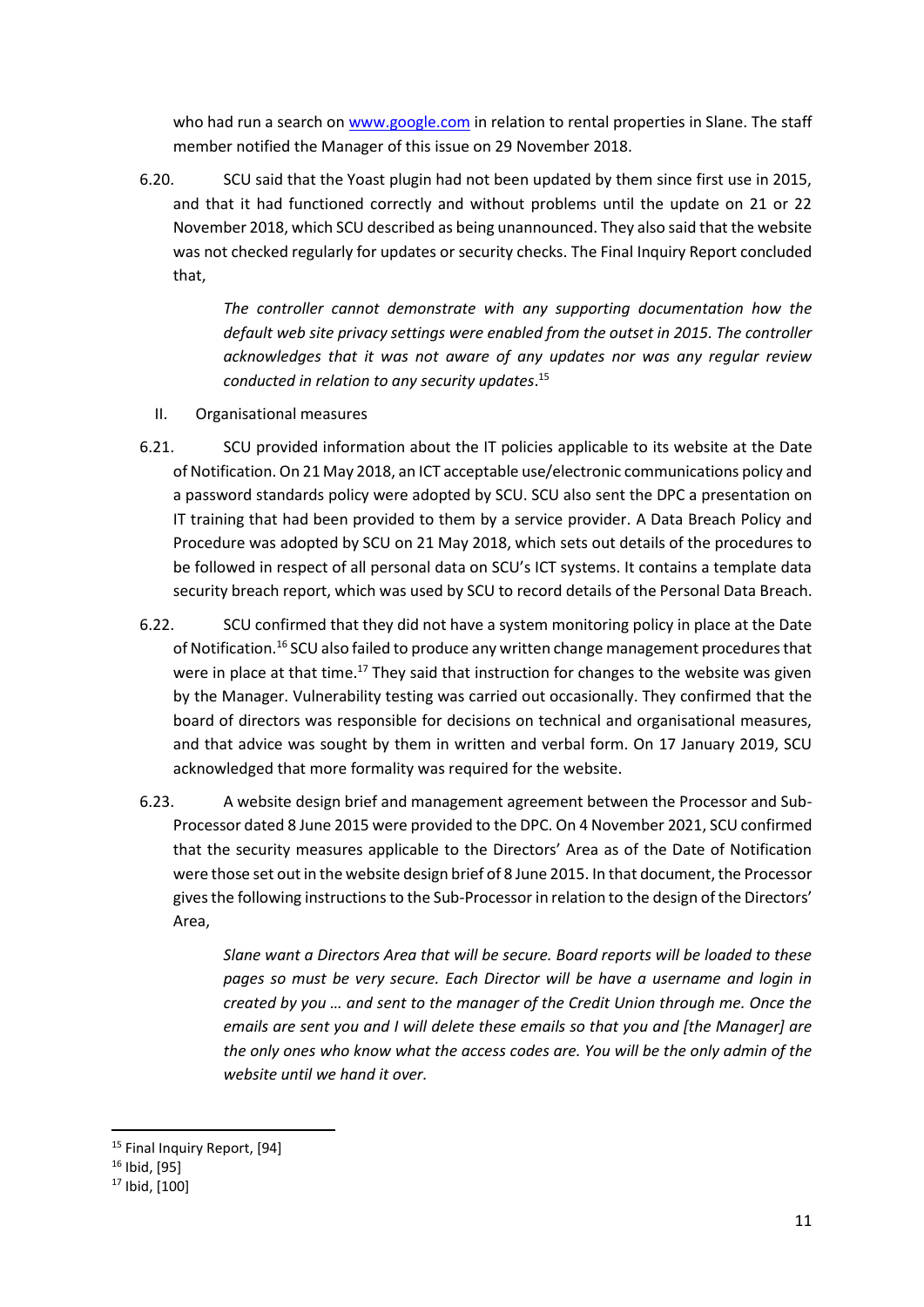who had run a search on [www.google.com](http://www.google.com) in relation to rental properties in Slane. The staff member notified the Manager of this issue on 29 November 2018.

6.20. SCU said that the Yoast plugin had not been updated by them since first use in 2015, and that it had functioned correctly and without problems until the update on 21 or 22 November 2018, which SCU described as being unannounced. They also said that the website was not checked regularly for updates or security checks. The Final Inquiry Report concluded that,

> *The controller cannot demonstrate with any supporting documentation how the default web site privacy settings were enabled from the outset in 2015. The controller acknowledges that it was not aware of any updates nor was any regular review conducted in relation to any security updates*.[15]

II. Organisational measures

6.21. SCU provided information about the IT policies applicable to its website at the Date of Notification. On 21 May 2018, an ICT acceptable use/electronic communications policy and a password standards policy were adopted by SCU. SCU also sent the DPC a presentation on IT training that had been provided to them by a service provider. A Data Breach Policy and Procedure was adopted by SCU on 21 May 2018, which sets out details of the procedures to be followed in respect of all personal data on SCU's ICT systems. It contains a template data security breach report, which was used by SCU to record details of the Personal Data Breach.

6.22. SCU confirmed that they did not have a system monitoring policy in place at the Date of Notification.[16] SCU also failed to produce any written change management procedures that were in place at that time.[17] They said that instruction for changes to the website was given by the Manager. Vulnerability testing was carried out occasionally. They confirmed that the board of directors was responsible for decisions on technical and organisational measures, and that advice was sought by them in written and verbal form. On 17 January 2019, SCU acknowledged that more formality was required for the website.

6.23. A website design brief and management agreement between the Processor and Sub-Processor dated 8 June 2015 were provided to the DPC. On 4 November 2021, SCU confirmed that the security measures applicable to the Directors' Area as of the Date of Notification were those set out in the website design brief of 8 June 2015. In that document, the Processor gives the following instructions to the Sub-Processor in relation to the design of the Directors' Area,

> *Slane want a Directors Area that will be secure. Board reports will be loaded to these pages so must be very secure. Each Director will be have a username and login in created by you … and sent to the manager of the Credit Union through me. Once the emails are sent you and I will delete these emails so that you and [the Manager] are the only ones who know what the access codes are. You will be the only admin of the website until we hand it over.*

---

[15] Final Inquiry Report, [94]

[16] Ibid, [95]

[17] Ibid, [100]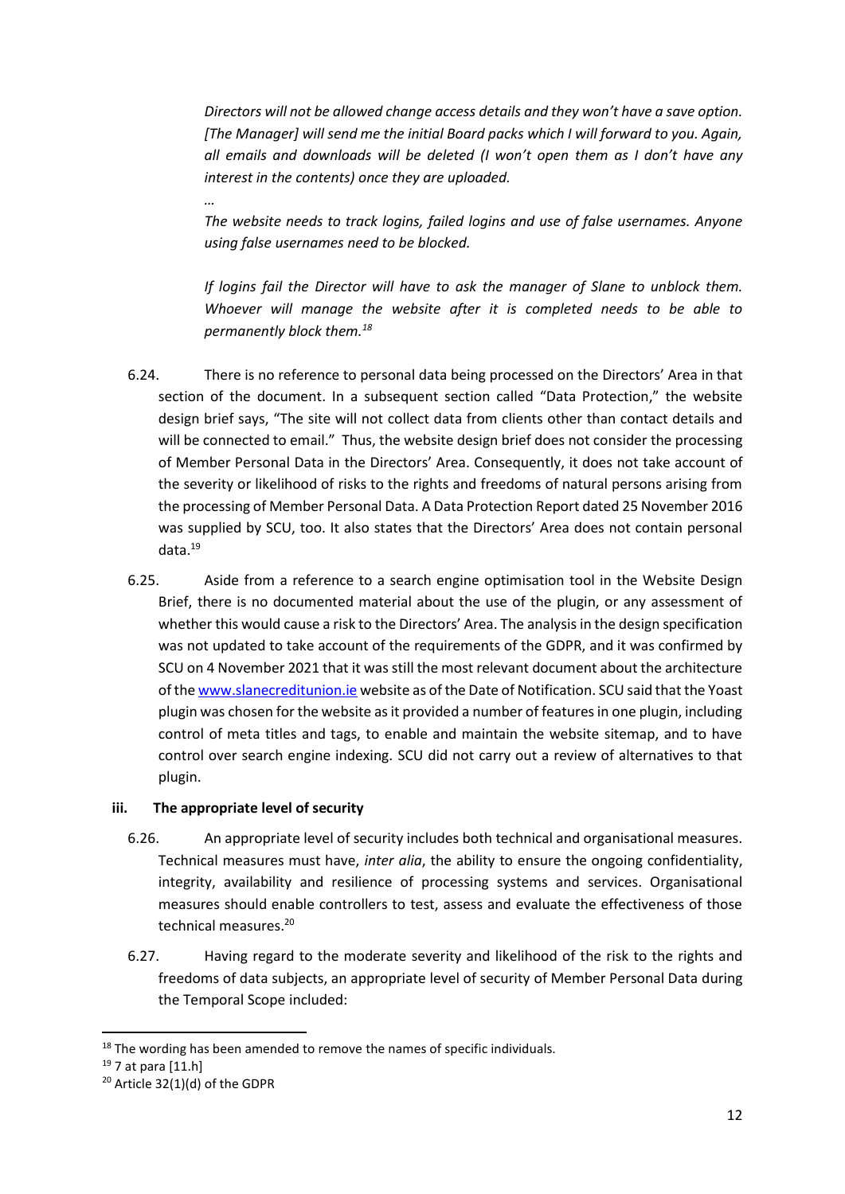*Directors will not be allowed change access details and they won't have a save option. [The Manager] will send me the initial Board packs which I will forward to you. Again, all emails and downloads will be deleted (I won't open them as I don't have any interest in the contents) once they are uploaded.*

*…*

*The website needs to track logins, failed logins and use of false usernames. Anyone using false usernames need to be blocked.*

*If logins fail the Director will have to ask the manager of Slane to unblock them. Whoever will manage the website after it is completed needs to be able to permanently block them.*[18]

6.24. There is no reference to personal data being processed on the Directors' Area in that section of the document. In a subsequent section called "Data Protection," the website design brief says, "The site will not collect data from clients other than contact details and will be connected to email." Thus, the website design brief does not consider the processing of Member Personal Data in the Directors' Area. Consequently, it does not take account of the severity or likelihood of risks to the rights and freedoms of natural persons arising from the processing of Member Personal Data. A Data Protection Report dated 25 November 2016 was supplied by SCU, too. It also states that the Directors' Area does not contain personal data.[19]

6.25. Aside from a reference to a search engine optimisation tool in the Website Design Brief, there is no documented material about the use of the plugin, or any assessment of whether this would cause a risk to the Directors' Area. The analysis in the design specification was not updated to take account of the requirements of the GDPR, and it was confirmed by SCU on 4 November 2021 that it was still the most relevant document about the architecture of the www.slanecreditunion.ie website as of the Date of Notification. SCU said that the Yoast plugin was chosen for the website as it provided a number of features in one plugin, including control of meta titles and tags, to enable and maintain the website sitemap, and to have control over search engine indexing. SCU did not carry out a review of alternatives to that plugin.

### iii. The appropriate level of security

6.26. An appropriate level of security includes both technical and organisational measures. Technical measures must have, *inter alia*, the ability to ensure the ongoing confidentiality, integrity, availability and resilience of processing systems and services. Organisational measures should enable controllers to test, assess and evaluate the effectiveness of those technical measures.[20]

6.27. Having regard to the moderate severity and likelihood of the risk to the rights and freedoms of data subjects, an appropriate level of security of Member Personal Data during the Temporal Scope included:

---

[18] The wording has been amended to remove the names of specific individuals.

[19] 7 at para [11.h]

[20] Article 32(1)(d) of the GDPR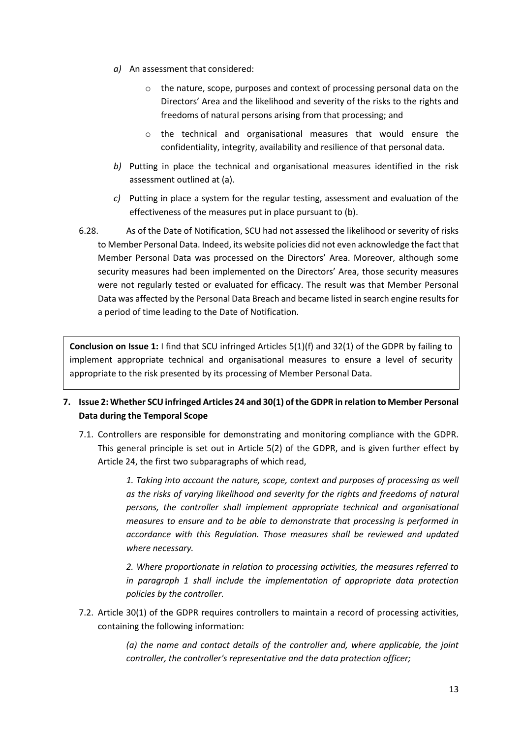*a)* An assessment that considered:

- the nature, scope, purposes and context of processing personal data on the Directors' Area and the likelihood and severity of the risks to the rights and freedoms of natural persons arising from that processing; and
- the technical and organisational measures that would ensure the confidentiality, integrity, availability and resilience of that personal data.

*b)* Putting in place the technical and organisational measures identified in the risk assessment outlined at (a).

*c)* Putting in place a system for the regular testing, assessment and evaluation of the effectiveness of the measures put in place pursuant to (b).

6.28. As of the Date of Notification, SCU had not assessed the likelihood or severity of risks to Member Personal Data. Indeed, its website policies did not even acknowledge the fact that Member Personal Data was processed on the Directors' Area. Moreover, although some security measures had been implemented on the Directors' Area, those security measures were not regularly tested or evaluated for efficacy. The result was that Member Personal Data was affected by the Personal Data Breach and became listed in search engine results for a period of time leading to the Date of Notification.

> **Conclusion on Issue 1:** I find that SCU infringed Articles 5(1)(f) and 32(1) of the GDPR by failing to implement appropriate technical and organisational measures to ensure a level of security appropriate to the risk presented by its processing of Member Personal Data.

## 7. Issue 2: Whether SCU infringed Articles 24 and 30(1) of the GDPR in relation to Member Personal Data during the Temporal Scope

7.1. Controllers are responsible for demonstrating and monitoring compliance with the GDPR. This general principle is set out in Article 5(2) of the GDPR, and is given further effect by Article 24, the first two subparagraphs of which read,

> *1. Taking into account the nature, scope, context and purposes of processing as well as the risks of varying likelihood and severity for the rights and freedoms of natural persons, the controller shall implement appropriate technical and organisational measures to ensure and to be able to demonstrate that processing is performed in accordance with this Regulation. Those measures shall be reviewed and updated where necessary.*
>
> *2. Where proportionate in relation to processing activities, the measures referred to in paragraph 1 shall include the implementation of appropriate data protection policies by the controller.*

7.2. Article 30(1) of the GDPR requires controllers to maintain a record of processing activities, containing the following information:

> *(a) the name and contact details of the controller and, where applicable, the joint controller, the controller's representative and the data protection officer;*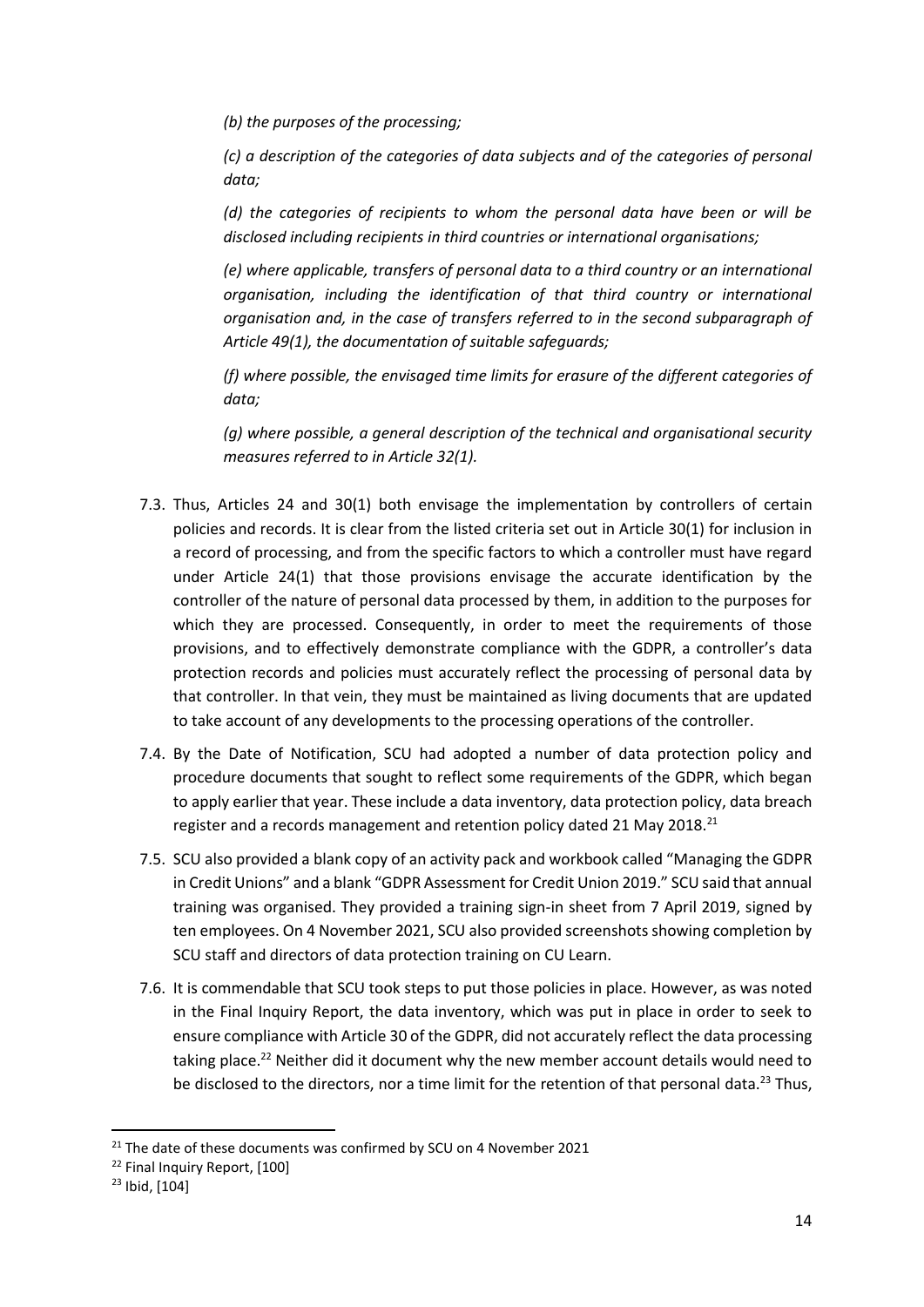*(b) the purposes of the processing;*

*(c) a description of the categories of data subjects and of the categories of personal data;*

*(d) the categories of recipients to whom the personal data have been or will be disclosed including recipients in third countries or international organisations;*

*(e) where applicable, transfers of personal data to a third country or an international organisation, including the identification of that third country or international organisation and, in the case of transfers referred to in the second subparagraph of Article 49(1), the documentation of suitable safeguards;*

*(f) where possible, the envisaged time limits for erasure of the different categories of data;*

*(g) where possible, a general description of the technical and organisational security measures referred to in Article 32(1).*

7.3. Thus, Articles 24 and 30(1) both envisage the implementation by controllers of certain policies and records. It is clear from the listed criteria set out in Article 30(1) for inclusion in a record of processing, and from the specific factors to which a controller must have regard under Article 24(1) that those provisions envisage the accurate identification by the controller of the nature of personal data processed by them, in addition to the purposes for which they are processed. Consequently, in order to meet the requirements of those provisions, and to effectively demonstrate compliance with the GDPR, a controller's data protection records and policies must accurately reflect the processing of personal data by that controller. In that vein, they must be maintained as living documents that are updated to take account of any developments to the processing operations of the controller.

7.4. By the Date of Notification, SCU had adopted a number of data protection policy and procedure documents that sought to reflect some requirements of the GDPR, which began to apply earlier that year. These include a data inventory, data protection policy, data breach register and a records management and retention policy dated 21 May 2018.[21]

7.5. SCU also provided a blank copy of an activity pack and workbook called "Managing the GDPR in Credit Unions" and a blank "GDPR Assessment for Credit Union 2019." SCU said that annual training was organised. They provided a training sign-in sheet from 7 April 2019, signed by ten employees. On 4 November 2021, SCU also provided screenshots showing completion by SCU staff and directors of data protection training on CU Learn.

7.6. It is commendable that SCU took steps to put those policies in place. However, as was noted in the Final Inquiry Report, the data inventory, which was put in place in order to seek to ensure compliance with Article 30 of the GDPR, did not accurately reflect the data processing taking place.[22] Neither did it document why the new member account details would need to be disclosed to the directors, nor a time limit for the retention of that personal data.[23] Thus,

---

[21] The date of these documents was confirmed by SCU on 4 November 2021

[22] Final Inquiry Report, [100]

[23] Ibid, [104]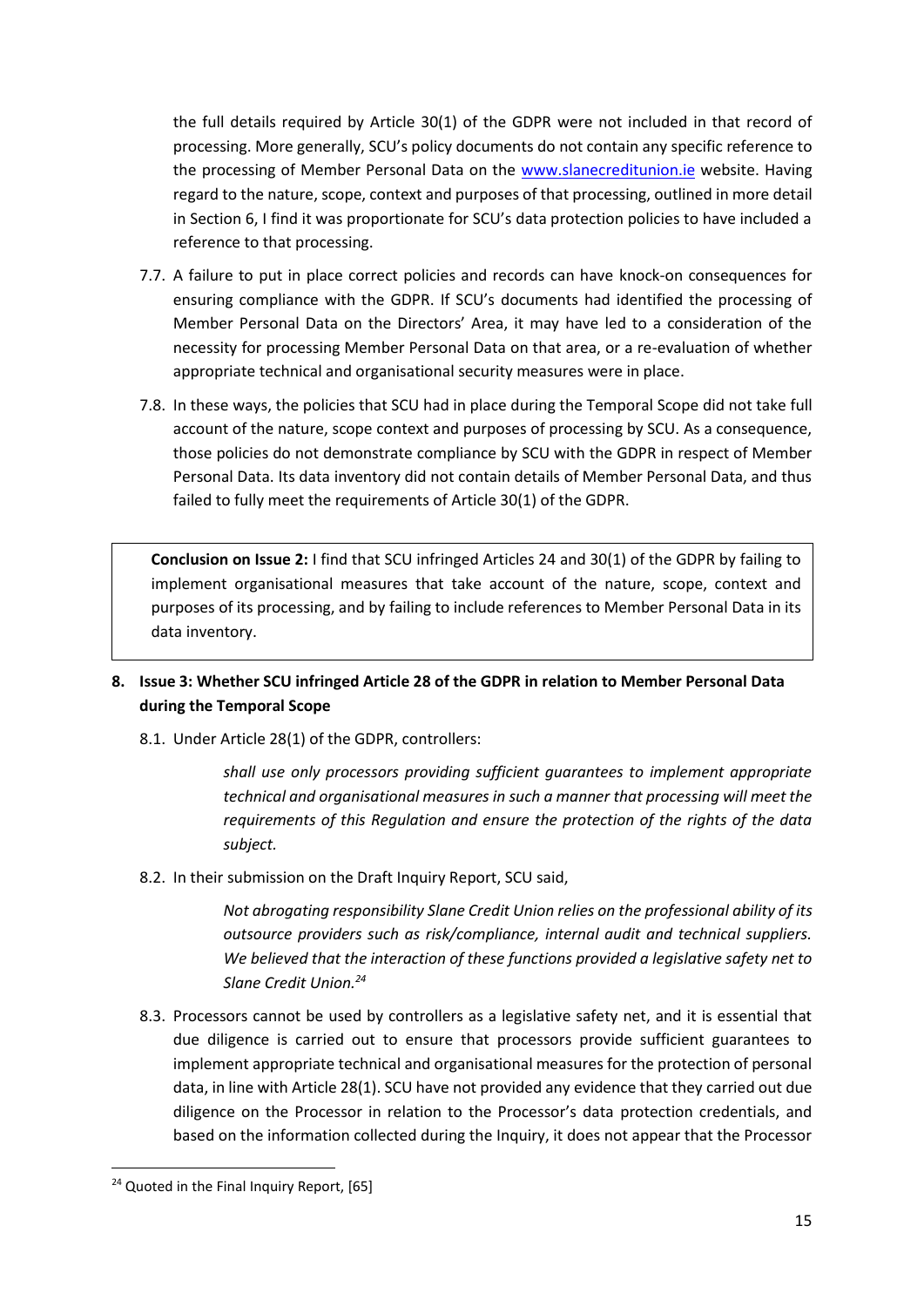the full details required by Article 30(1) of the GDPR were not included in that record of processing. More generally, SCU's policy documents do not contain any specific reference to the processing of Member Personal Data on the www.slanecreditunion.ie website. Having regard to the nature, scope, context and purposes of that processing, outlined in more detail in Section 6, I find it was proportionate for SCU's data protection policies to have included a reference to that processing.

7.7. A failure to put in place correct policies and records can have knock-on consequences for ensuring compliance with the GDPR. If SCU's documents had identified the processing of Member Personal Data on the Directors' Area, it may have led to a consideration of the necessity for processing Member Personal Data on that area, or a re-evaluation of whether appropriate technical and organisational security measures were in place.

7.8. In these ways, the policies that SCU had in place during the Temporal Scope did not take full account of the nature, scope context and purposes of processing by SCU. As a consequence, those policies do not demonstrate compliance by SCU with the GDPR in respect of Member Personal Data. Its data inventory did not contain details of Member Personal Data, and thus failed to fully meet the requirements of Article 30(1) of the GDPR.

**Conclusion on Issue 2:** I find that SCU infringed Articles 24 and 30(1) of the GDPR by failing to implement organisational measures that take account of the nature, scope, context and purposes of its processing, and by failing to include references to Member Personal Data in its data inventory.

## 8. Issue 3: Whether SCU infringed Article 28 of the GDPR in relation to Member Personal Data during the Temporal Scope

8.1. Under Article 28(1) of the GDPR, controllers:

> *shall use only processors providing sufficient guarantees to implement appropriate technical and organisational measures in such a manner that processing will meet the requirements of this Regulation and ensure the protection of the rights of the data subject.*

8.2. In their submission on the Draft Inquiry Report, SCU said,

> *Not abrogating responsibility Slane Credit Union relies on the professional ability of its outsource providers such as risk/compliance, internal audit and technical suppliers. We believed that the interaction of these functions provided a legislative safety net to Slane Credit Union.*[24]

8.3. Processors cannot be used by controllers as a legislative safety net, and it is essential that due diligence is carried out to ensure that processors provide sufficient guarantees to implement appropriate technical and organisational measures for the protection of personal data, in line with Article 28(1). SCU have not provided any evidence that they carried out due diligence on the Processor in relation to the Processor's data protection credentials, and based on the information collected during the Inquiry, it does not appear that the Processor

[24] Quoted in the Final Inquiry Report, [65]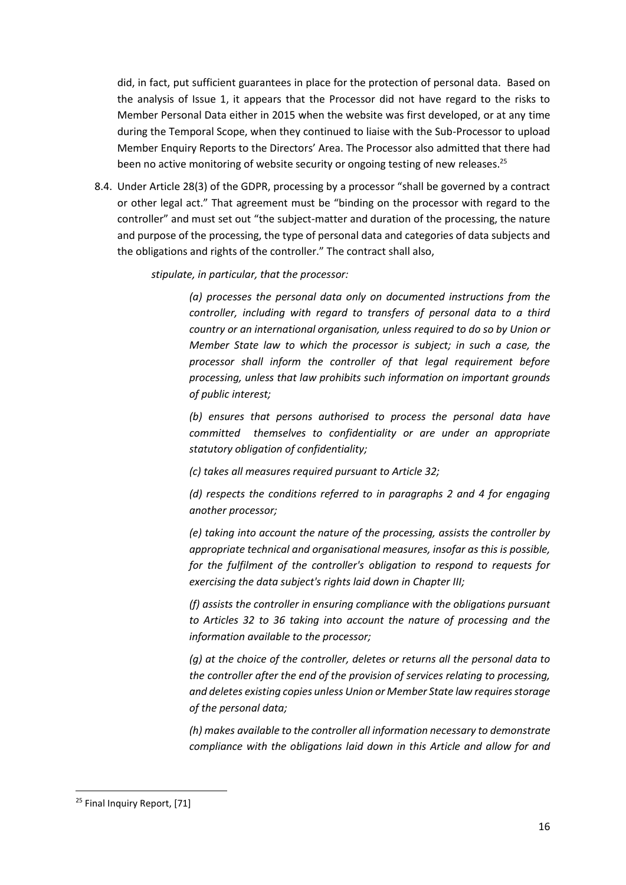did, in fact, put sufficient guarantees in place for the protection of personal data. Based on the analysis of Issue 1, it appears that the Processor did not have regard to the risks to Member Personal Data either in 2015 when the website was first developed, or at any time during the Temporal Scope, when they continued to liaise with the Sub-Processor to upload Member Enquiry Reports to the Directors' Area. The Processor also admitted that there had been no active monitoring of website security or ongoing testing of new releases.[25]

8.4. Under Article 28(3) of the GDPR, processing by a processor "shall be governed by a contract or other legal act." That agreement must be "binding on the processor with regard to the controller" and must set out "the subject-matter and duration of the processing, the nature and purpose of the processing, the type of personal data and categories of data subjects and the obligations and rights of the controller." The contract shall also,

> *stipulate, in particular, that the processor:*
>
> > *(a) processes the personal data only on documented instructions from the controller, including with regard to transfers of personal data to a third country or an international organisation, unless required to do so by Union or Member State law to which the processor is subject; in such a case, the processor shall inform the controller of that legal requirement before processing, unless that law prohibits such information on important grounds of public interest;*
> >
> > *(b) ensures that persons authorised to process the personal data have committed themselves to confidentiality or are under an appropriate statutory obligation of confidentiality;*
> >
> > *(c) takes all measures required pursuant to Article 32;*
> >
> > *(d) respects the conditions referred to in paragraphs 2 and 4 for engaging another processor;*
> >
> > *(e) taking into account the nature of the processing, assists the controller by appropriate technical and organisational measures, insofar as this is possible, for the fulfilment of the controller's obligation to respond to requests for exercising the data subject's rights laid down in Chapter III;*
> >
> > *(f) assists the controller in ensuring compliance with the obligations pursuant to Articles 32 to 36 taking into account the nature of processing and the information available to the processor;*
> >
> > *(g) at the choice of the controller, deletes or returns all the personal data to the controller after the end of the provision of services relating to processing, and deletes existing copies unless Union or Member State law requires storage of the personal data;*
> >
> > *(h) makes available to the controller all information necessary to demonstrate compliance with the obligations laid down in this Article and allow for and*

---

[25] Final Inquiry Report, [71]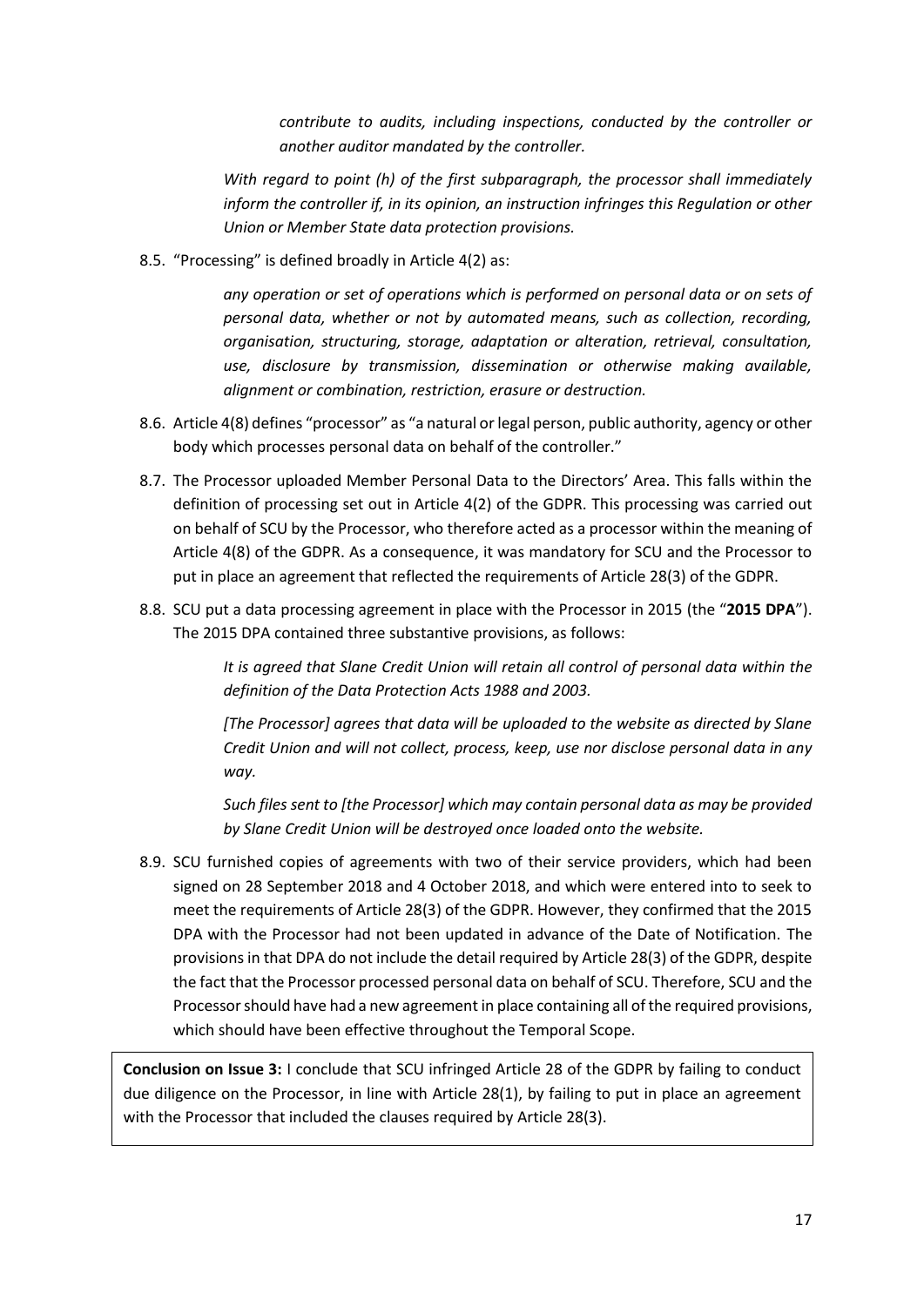> *contribute to audits, including inspections, conducted by the controller or another auditor mandated by the controller.*
>
> *With regard to point (h) of the first subparagraph, the processor shall immediately inform the controller if, in its opinion, an instruction infringes this Regulation or other Union or Member State data protection provisions.*

8.5. "Processing" is defined broadly in Article 4(2) as:

> *any operation or set of operations which is performed on personal data or on sets of personal data, whether or not by automated means, such as collection, recording, organisation, structuring, storage, adaptation or alteration, retrieval, consultation, use, disclosure by transmission, dissemination or otherwise making available, alignment or combination, restriction, erasure or destruction.*

8.6. Article 4(8) defines "processor" as "a natural or legal person, public authority, agency or other body which processes personal data on behalf of the controller."

8.7. The Processor uploaded Member Personal Data to the Directors' Area. This falls within the definition of processing set out in Article 4(2) of the GDPR. This processing was carried out on behalf of SCU by the Processor, who therefore acted as a processor within the meaning of Article 4(8) of the GDPR. As a consequence, it was mandatory for SCU and the Processor to put in place an agreement that reflected the requirements of Article 28(3) of the GDPR.

8.8. SCU put a data processing agreement in place with the Processor in 2015 (the "**2015 DPA**"). The 2015 DPA contained three substantive provisions, as follows:

> *It is agreed that Slane Credit Union will retain all control of personal data within the definition of the Data Protection Acts 1988 and 2003.*
>
> *[The Processor] agrees that data will be uploaded to the website as directed by Slane Credit Union and will not collect, process, keep, use nor disclose personal data in any way.*
>
> *Such files sent to [the Processor] which may contain personal data as may be provided by Slane Credit Union will be destroyed once loaded onto the website.*

8.9. SCU furnished copies of agreements with two of their service providers, which had been signed on 28 September 2018 and 4 October 2018, and which were entered into to seek to meet the requirements of Article 28(3) of the GDPR. However, they confirmed that the 2015 DPA with the Processor had not been updated in advance of the Date of Notification. The provisions in that DPA do not include the detail required by Article 28(3) of the GDPR, despite the fact that the Processor processed personal data on behalf of SCU. Therefore, SCU and the Processor should have had a new agreement in place containing all of the required provisions, which should have been effective throughout the Temporal Scope.

**Conclusion on Issue 3:** I conclude that SCU infringed Article 28 of the GDPR by failing to conduct due diligence on the Processor, in line with Article 28(1), by failing to put in place an agreement with the Processor that included the clauses required by Article 28(3).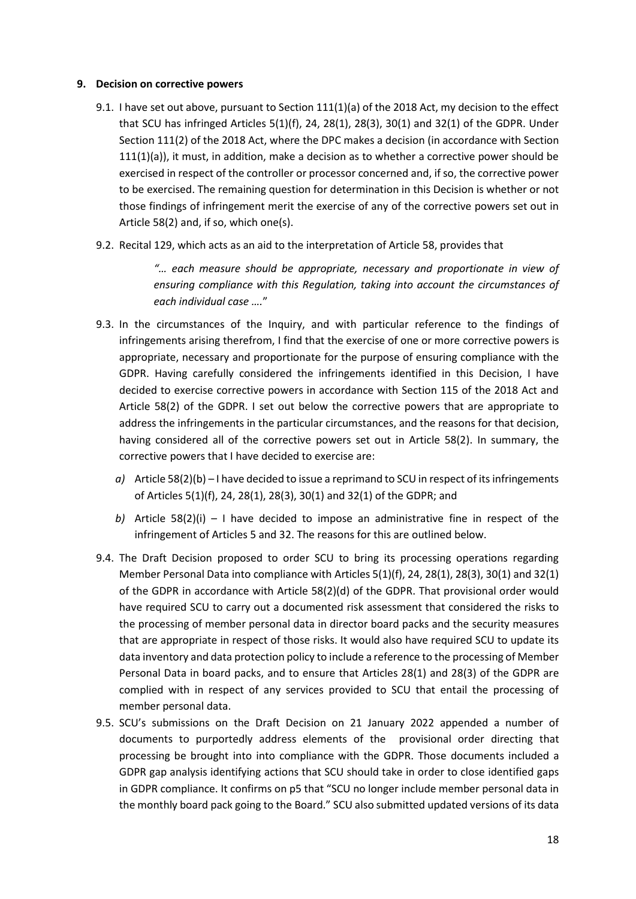## 9. Decision on corrective powers

9.1. I have set out above, pursuant to Section 111(1)(a) of the 2018 Act, my decision to the effect that SCU has infringed Articles 5(1)(f), 24, 28(1), 28(3), 30(1) and 32(1) of the GDPR. Under Section 111(2) of the 2018 Act, where the DPC makes a decision (in accordance with Section 111(1)(a)), it must, in addition, make a decision as to whether a corrective power should be exercised in respect of the controller or processor concerned and, if so, the corrective power to be exercised. The remaining question for determination in this Decision is whether or not those findings of infringement merit the exercise of any of the corrective powers set out in Article 58(2) and, if so, which one(s).

9.2. Recital 129, which acts as an aid to the interpretation of Article 58, provides that

> *"… each measure should be appropriate, necessary and proportionate in view of ensuring compliance with this Regulation, taking into account the circumstances of each individual case …."*

9.3. In the circumstances of the Inquiry, and with particular reference to the findings of infringements arising therefrom, I find that the exercise of one or more corrective powers is appropriate, necessary and proportionate for the purpose of ensuring compliance with the GDPR. Having carefully considered the infringements identified in this Decision, I have decided to exercise corrective powers in accordance with Section 115 of the 2018 Act and Article 58(2) of the GDPR. I set out below the corrective powers that are appropriate to address the infringements in the particular circumstances, and the reasons for that decision, having considered all of the corrective powers set out in Article 58(2). In summary, the corrective powers that I have decided to exercise are:

*a)* Article 58(2)(b) – I have decided to issue a reprimand to SCU in respect of its infringements of Articles 5(1)(f), 24, 28(1), 28(3), 30(1) and 32(1) of the GDPR; and

*b)* Article 58(2)(i) – I have decided to impose an administrative fine in respect of the infringement of Articles 5 and 32. The reasons for this are outlined below.

9.4. The Draft Decision proposed to order SCU to bring its processing operations regarding Member Personal Data into compliance with Articles 5(1)(f), 24, 28(1), 28(3), 30(1) and 32(1) of the GDPR in accordance with Article 58(2)(d) of the GDPR. That provisional order would have required SCU to carry out a documented risk assessment that considered the risks to the processing of member personal data in director board packs and the security measures that are appropriate in respect of those risks. It would also have required SCU to update its data inventory and data protection policy to include a reference to the processing of Member Personal Data in board packs, and to ensure that Articles 28(1) and 28(3) of the GDPR are complied with in respect of any services provided to SCU that entail the processing of member personal data.

9.5. SCU's submissions on the Draft Decision on 21 January 2022 appended a number of documents to purportedly address elements of the provisional order directing that processing be brought into into compliance with the GDPR. Those documents included a GDPR gap analysis identifying actions that SCU should take in order to close identified gaps in GDPR compliance. It confirms on p5 that "SCU no longer include member personal data in the monthly board pack going to the Board." SCU also submitted updated versions of its data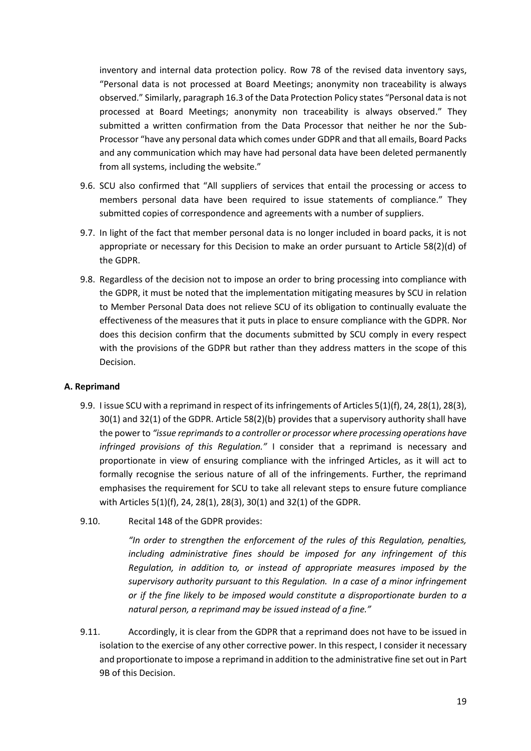inventory and internal data protection policy. Row 78 of the revised data inventory says, "Personal data is not processed at Board Meetings; anonymity non traceability is always observed." Similarly, paragraph 16.3 of the Data Protection Policy states "Personal data is not processed at Board Meetings; anonymity non traceability is always observed." They submitted a written confirmation from the Data Processor that neither he nor the Sub-Processor "have any personal data which comes under GDPR and that all emails, Board Packs and any communication which may have had personal data have been deleted permanently from all systems, including the website."

9.6. SCU also confirmed that "All suppliers of services that entail the processing or access to members personal data have been required to issue statements of compliance." They submitted copies of correspondence and agreements with a number of suppliers.

9.7. In light of the fact that member personal data is no longer included in board packs, it is not appropriate or necessary for this Decision to make an order pursuant to Article 58(2)(d) of the GDPR.

9.8. Regardless of the decision not to impose an order to bring processing into compliance with the GDPR, it must be noted that the implementation mitigating measures by SCU in relation to Member Personal Data does not relieve SCU of its obligation to continually evaluate the effectiveness of the measures that it puts in place to ensure compliance with the GDPR. Nor does this decision confirm that the documents submitted by SCU comply in every respect with the provisions of the GDPR but rather than they address matters in the scope of this Decision.

### A. Reprimand

9.9. I issue SCU with a reprimand in respect of its infringements of Articles 5(1)(f), 24, 28(1), 28(3), 30(1) and 32(1) of the GDPR. Article 58(2)(b) provides that a supervisory authority shall have the power to *"issue reprimands to a controller or processor where processing operations have infringed provisions of this Regulation."* I consider that a reprimand is necessary and proportionate in view of ensuring compliance with the infringed Articles, as it will act to formally recognise the serious nature of all of the infringements. Further, the reprimand emphasises the requirement for SCU to take all relevant steps to ensure future compliance with Articles 5(1)(f), 24, 28(1), 28(3), 30(1) and 32(1) of the GDPR.

9.10. Recital 148 of the GDPR provides:

> *"In order to strengthen the enforcement of the rules of this Regulation, penalties, including administrative fines should be imposed for any infringement of this Regulation, in addition to, or instead of appropriate measures imposed by the supervisory authority pursuant to this Regulation. In a case of a minor infringement or if the fine likely to be imposed would constitute a disproportionate burden to a natural person, a reprimand may be issued instead of a fine."*

9.11. Accordingly, it is clear from the GDPR that a reprimand does not have to be issued in isolation to the exercise of any other corrective power. In this respect, I consider it necessary and proportionate to impose a reprimand in addition to the administrative fine set out in Part 9B of this Decision.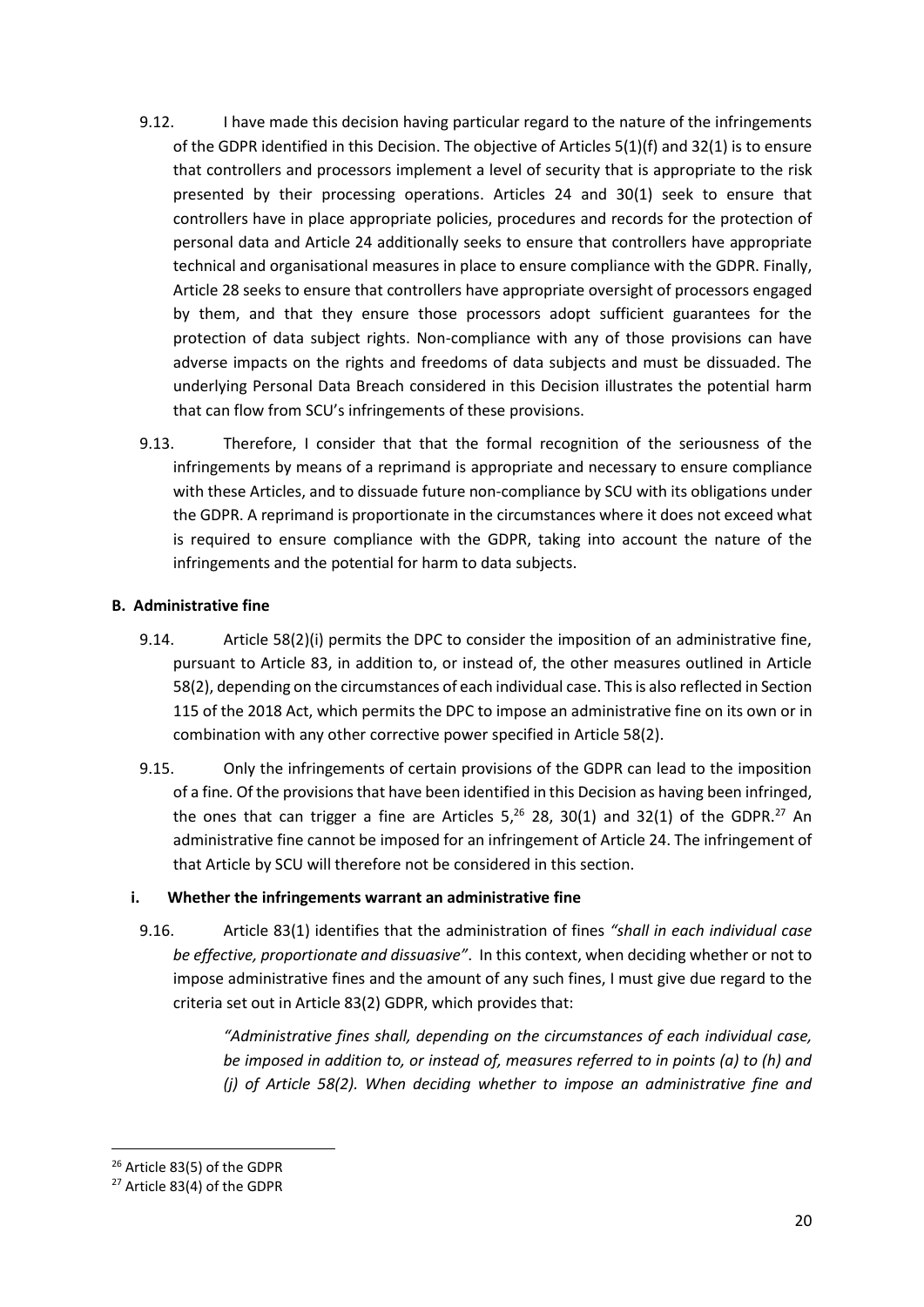9.12. I have made this decision having particular regard to the nature of the infringements of the GDPR identified in this Decision. The objective of Articles 5(1)(f) and 32(1) is to ensure that controllers and processors implement a level of security that is appropriate to the risk presented by their processing operations. Articles 24 and 30(1) seek to ensure that controllers have in place appropriate policies, procedures and records for the protection of personal data and Article 24 additionally seeks to ensure that controllers have appropriate technical and organisational measures in place to ensure compliance with the GDPR. Finally, Article 28 seeks to ensure that controllers have appropriate oversight of processors engaged by them, and that they ensure those processors adopt sufficient guarantees for the protection of data subject rights. Non-compliance with any of those provisions can have adverse impacts on the rights and freedoms of data subjects and must be dissuaded. The underlying Personal Data Breach considered in this Decision illustrates the potential harm that can flow from SCU's infringements of these provisions.

9.13. Therefore, I consider that that the formal recognition of the seriousness of the infringements by means of a reprimand is appropriate and necessary to ensure compliance with these Articles, and to dissuade future non-compliance by SCU with its obligations under the GDPR. A reprimand is proportionate in the circumstances where it does not exceed what is required to ensure compliance with the GDPR, taking into account the nature of the infringements and the potential for harm to data subjects.

### B. Administrative fine

9.14. Article 58(2)(i) permits the DPC to consider the imposition of an administrative fine, pursuant to Article 83, in addition to, or instead of, the other measures outlined in Article 58(2), depending on the circumstances of each individual case. This is also reflected in Section 115 of the 2018 Act, which permits the DPC to impose an administrative fine on its own or in combination with any other corrective power specified in Article 58(2).

9.15. Only the infringements of certain provisions of the GDPR can lead to the imposition of a fine. Of the provisions that have been identified in this Decision as having been infringed, the ones that can trigger a fine are Articles 5,[26] 28, 30(1) and 32(1) of the GDPR.[27] An administrative fine cannot be imposed for an infringement of Article 24. The infringement of that Article by SCU will therefore not be considered in this section.

#### i. Whether the infringements warrant an administrative fine

9.16. Article 83(1) identifies that the administration of fines *"shall in each individual case be effective, proportionate and dissuasive"*. In this context, when deciding whether or not to impose administrative fines and the amount of any such fines, I must give due regard to the criteria set out in Article 83(2) GDPR, which provides that:

> *"Administrative fines shall, depending on the circumstances of each individual case, be imposed in addition to, or instead of, measures referred to in points (a) to (h) and (j) of Article 58(2). When deciding whether to impose an administrative fine and*

---

[26] Article 83(5) of the GDPR

[27] Article 83(4) of the GDPR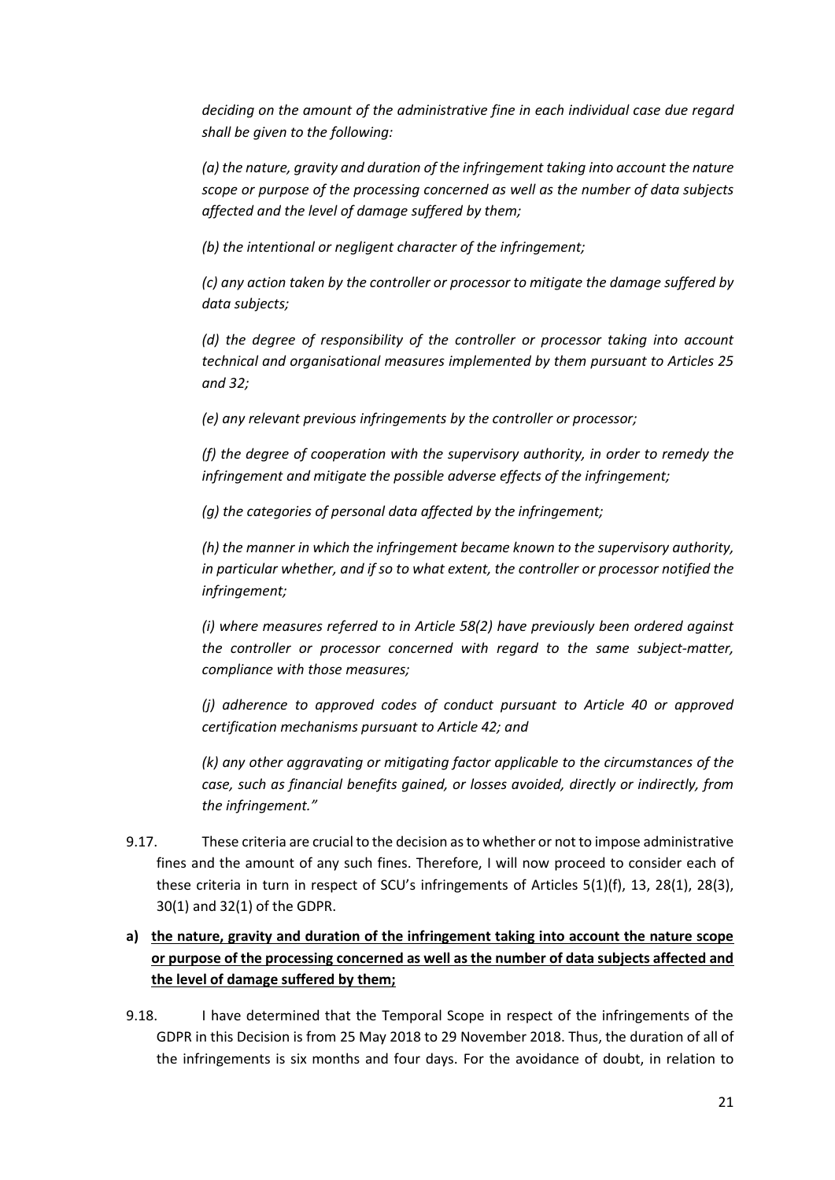*deciding on the amount of the administrative fine in each individual case due regard shall be given to the following:*

*(a) the nature, gravity and duration of the infringement taking into account the nature scope or purpose of the processing concerned as well as the number of data subjects affected and the level of damage suffered by them;*

*(b) the intentional or negligent character of the infringement;*

*(c) any action taken by the controller or processor to mitigate the damage suffered by data subjects;*

*(d) the degree of responsibility of the controller or processor taking into account technical and organisational measures implemented by them pursuant to Articles 25 and 32;*

*(e) any relevant previous infringements by the controller or processor;*

*(f) the degree of cooperation with the supervisory authority, in order to remedy the infringement and mitigate the possible adverse effects of the infringement;*

*(g) the categories of personal data affected by the infringement;*

*(h) the manner in which the infringement became known to the supervisory authority, in particular whether, and if so to what extent, the controller or processor notified the infringement;*

*(i) where measures referred to in Article 58(2) have previously been ordered against the controller or processor concerned with regard to the same subject-matter, compliance with those measures;*

*(j) adherence to approved codes of conduct pursuant to Article 40 or approved certification mechanisms pursuant to Article 42; and*

*(k) any other aggravating or mitigating factor applicable to the circumstances of the case, such as financial benefits gained, or losses avoided, directly or indirectly, from the infringement."*

9.17. These criteria are crucial to the decision as to whether or not to impose administrative fines and the amount of any such fines. Therefore, I will now proceed to consider each of these criteria in turn in respect of SCU's infringements of Articles 5(1)(f), 13, 28(1), 28(3), 30(1) and 32(1) of the GDPR.

**a) <u>the nature, gravity and duration of the infringement taking into account the nature scope or purpose of the processing concerned as well as the number of data subjects affected and the level of damage suffered by them;</u>**

9.18. I have determined that the Temporal Scope in respect of the infringements of the GDPR in this Decision is from 25 May 2018 to 29 November 2018. Thus, the duration of all of the infringements is six months and four days. For the avoidance of doubt, in relation to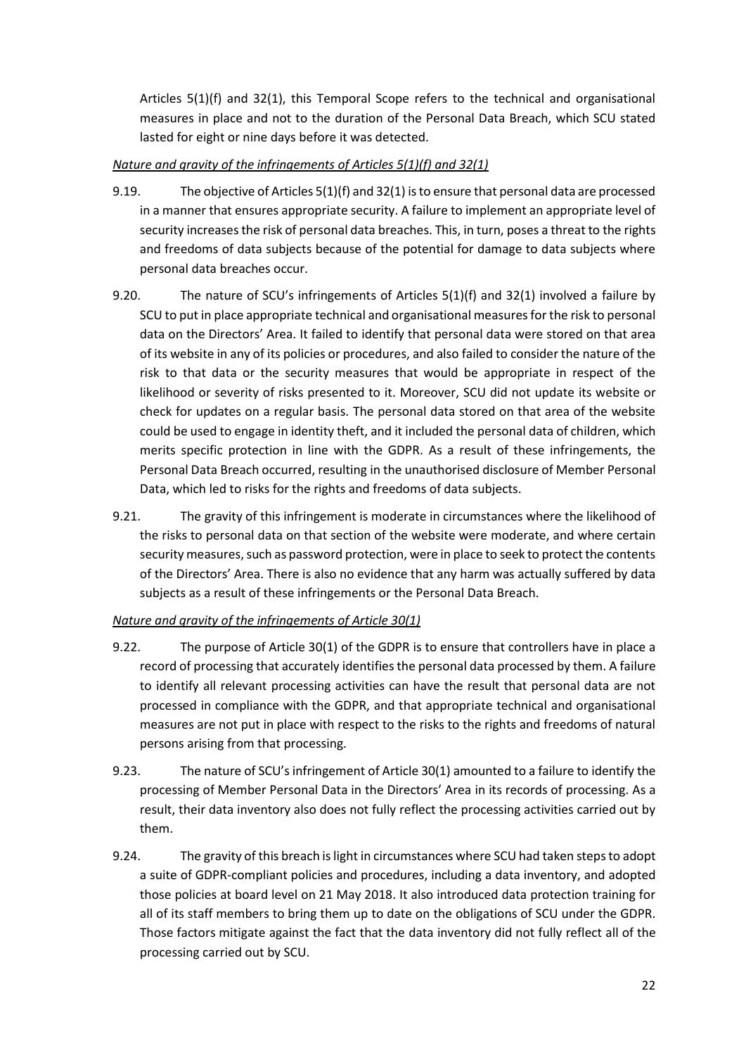Articles 5(1)(f) and 32(1), this Temporal Scope refers to the technical and organisational measures in place and not to the duration of the Personal Data Breach, which SCU stated lasted for eight or nine days before it was detected.

*Nature and gravity of the infringements of Articles 5(1)(f) and 32(1)*

9.19. The objective of Articles 5(1)(f) and 32(1) is to ensure that personal data are processed in a manner that ensures appropriate security. A failure to implement an appropriate level of security increases the risk of personal data breaches. This, in turn, poses a threat to the rights and freedoms of data subjects because of the potential for damage to data subjects where personal data breaches occur.

9.20. The nature of SCU's infringements of Articles 5(1)(f) and 32(1) involved a failure by SCU to put in place appropriate technical and organisational measures for the risk to personal data on the Directors' Area. It failed to identify that personal data were stored on that area of its website in any of its policies or procedures, and also failed to consider the nature of the risk to that data or the security measures that would be appropriate in respect of the likelihood or severity of risks presented to it. Moreover, SCU did not update its website or check for updates on a regular basis. The personal data stored on that area of the website could be used to engage in identity theft, and it included the personal data of children, which merits specific protection in line with the GDPR. As a result of these infringements, the Personal Data Breach occurred, resulting in the unauthorised disclosure of Member Personal Data, which led to risks for the rights and freedoms of data subjects.

9.21. The gravity of this infringement is moderate in circumstances where the likelihood of the risks to personal data on that section of the website were moderate, and where certain security measures, such as password protection, were in place to seek to protect the contents of the Directors' Area. There is also no evidence that any harm was actually suffered by data subjects as a result of these infringements or the Personal Data Breach.

*Nature and gravity of the infringements of Article 30(1)*

9.22. The purpose of Article 30(1) of the GDPR is to ensure that controllers have in place a record of processing that accurately identifies the personal data processed by them. A failure to identify all relevant processing activities can have the result that personal data are not processed in compliance with the GDPR, and that appropriate technical and organisational measures are not put in place with respect to the risks to the rights and freedoms of natural persons arising from that processing.

9.23. The nature of SCU's infringement of Article 30(1) amounted to a failure to identify the processing of Member Personal Data in the Directors' Area in its records of processing. As a result, their data inventory also does not fully reflect the processing activities carried out by them.

9.24. The gravity of this breach is light in circumstances where SCU had taken steps to adopt a suite of GDPR-compliant policies and procedures, including a data inventory, and adopted those policies at board level on 21 May 2018. It also introduced data protection training for all of its staff members to bring them up to date on the obligations of SCU under the GDPR. Those factors mitigate against the fact that the data inventory did not fully reflect all of the processing carried out by SCU.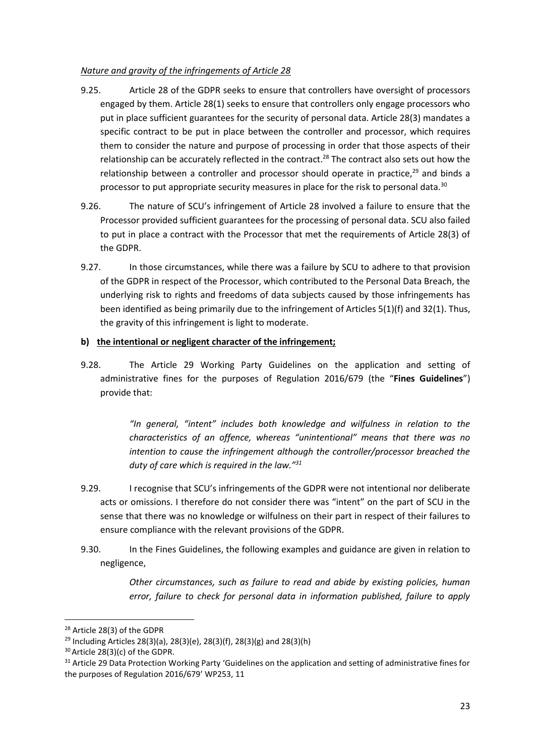*Nature and gravity of the infringements of Article 28*

9.25. Article 28 of the GDPR seeks to ensure that controllers have oversight of processors engaged by them. Article 28(1) seeks to ensure that controllers only engage processors who put in place sufficient guarantees for the security of personal data. Article 28(3) mandates a specific contract to be put in place between the controller and processor, which requires them to consider the nature and purpose of processing in order that those aspects of their relationship can be accurately reflected in the contract.[28] The contract also sets out how the relationship between a controller and processor should operate in practice,[29] and binds a processor to put appropriate security measures in place for the risk to personal data.[30]

9.26. The nature of SCU's infringement of Article 28 involved a failure to ensure that the Processor provided sufficient guarantees for the processing of personal data. SCU also failed to put in place a contract with the Processor that met the requirements of Article 28(3) of the GDPR.

9.27. In those circumstances, while there was a failure by SCU to adhere to that provision of the GDPR in respect of the Processor, which contributed to the Personal Data Breach, the underlying risk to rights and freedoms of data subjects caused by those infringements has been identified as being primarily due to the infringement of Articles 5(1)(f) and 32(1). Thus, the gravity of this infringement is light to moderate.

**b) the intentional or negligent character of the infringement;**

9.28. The Article 29 Working Party Guidelines on the application and setting of administrative fines for the purposes of Regulation 2016/679 (the "**Fines Guidelines**") provide that:

> *"In general, "intent" includes both knowledge and wilfulness in relation to the characteristics of an offence, whereas "unintentional" means that there was no intention to cause the infringement although the controller/processor breached the duty of care which is required in the law."*[31]

9.29. I recognise that SCU's infringements of the GDPR were not intentional nor deliberate acts or omissions. I therefore do not consider there was "intent" on the part of SCU in the sense that there was no knowledge or wilfulness on their part in respect of their failures to ensure compliance with the relevant provisions of the GDPR.

9.30. In the Fines Guidelines, the following examples and guidance are given in relation to negligence,

> *Other circumstances, such as failure to read and abide by existing policies, human error, failure to check for personal data in information published, failure to apply*

---

[28] Article 28(3) of the GDPR

[29] Including Articles 28(3)(a), 28(3)(e), 28(3)(f), 28(3)(g) and 28(3)(h)

[30] Article 28(3)(c) of the GDPR.

[31] Article 29 Data Protection Working Party 'Guidelines on the application and setting of administrative fines for the purposes of Regulation 2016/679' WP253, 11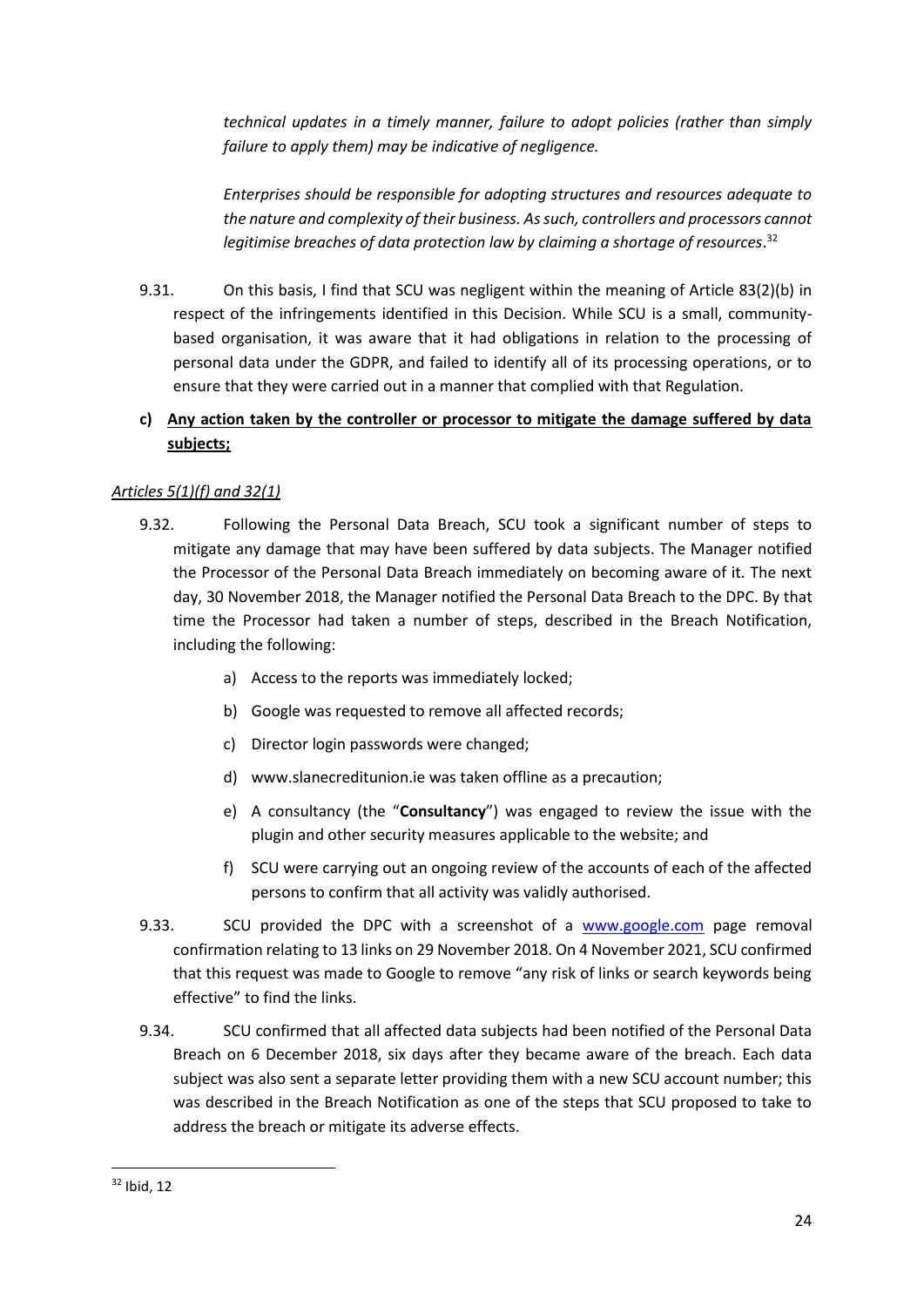*technical updates in a timely manner, failure to adopt policies (rather than simply failure to apply them) may be indicative of negligence.*

*Enterprises should be responsible for adopting structures and resources adequate to the nature and complexity of their business. As such, controllers and processors cannot legitimise breaches of data protection law by claiming a shortage of resources*.[32]

9.31. On this basis, I find that SCU was negligent within the meaning of Article 83(2)(b) in respect of the infringements identified in this Decision. While SCU is a small, community-based organisation, it was aware that it had obligations in relation to the processing of personal data under the GDPR, and failed to identify all of its processing operations, or to ensure that they were carried out in a manner that complied with that Regulation.

**c) <u>Any action taken by the controller or processor to mitigate the damage suffered by data subjects;</u>**

*<u>Articles 5(1)(f) and 32(1)</u>*

9.32. Following the Personal Data Breach, SCU took a significant number of steps to mitigate any damage that may have been suffered by data subjects. The Manager notified the Processor of the Personal Data Breach immediately on becoming aware of it. The next day, 30 November 2018, the Manager notified the Personal Data Breach to the DPC. By that time the Processor had taken a number of steps, described in the Breach Notification, including the following:

a) Access to the reports was immediately locked;

b) Google was requested to remove all affected records;

c) Director login passwords were changed;

d) www.slanecreditunion.ie was taken offline as a precaution;

e) A consultancy (the "**Consultancy**") was engaged to review the issue with the plugin and other security measures applicable to the website; and

f) SCU were carrying out an ongoing review of the accounts of each of the affected persons to confirm that all activity was validly authorised.

9.33. SCU provided the DPC with a screenshot of a www.google.com page removal confirmation relating to 13 links on 29 November 2018. On 4 November 2021, SCU confirmed that this request was made to Google to remove "any risk of links or search keywords being effective" to find the links.

9.34. SCU confirmed that all affected data subjects had been notified of the Personal Data Breach on 6 December 2018, six days after they became aware of the breach. Each data subject was also sent a separate letter providing them with a new SCU account number; this was described in the Breach Notification as one of the steps that SCU proposed to take to address the breach or mitigate its adverse effects.

---

[32] Ibid, 12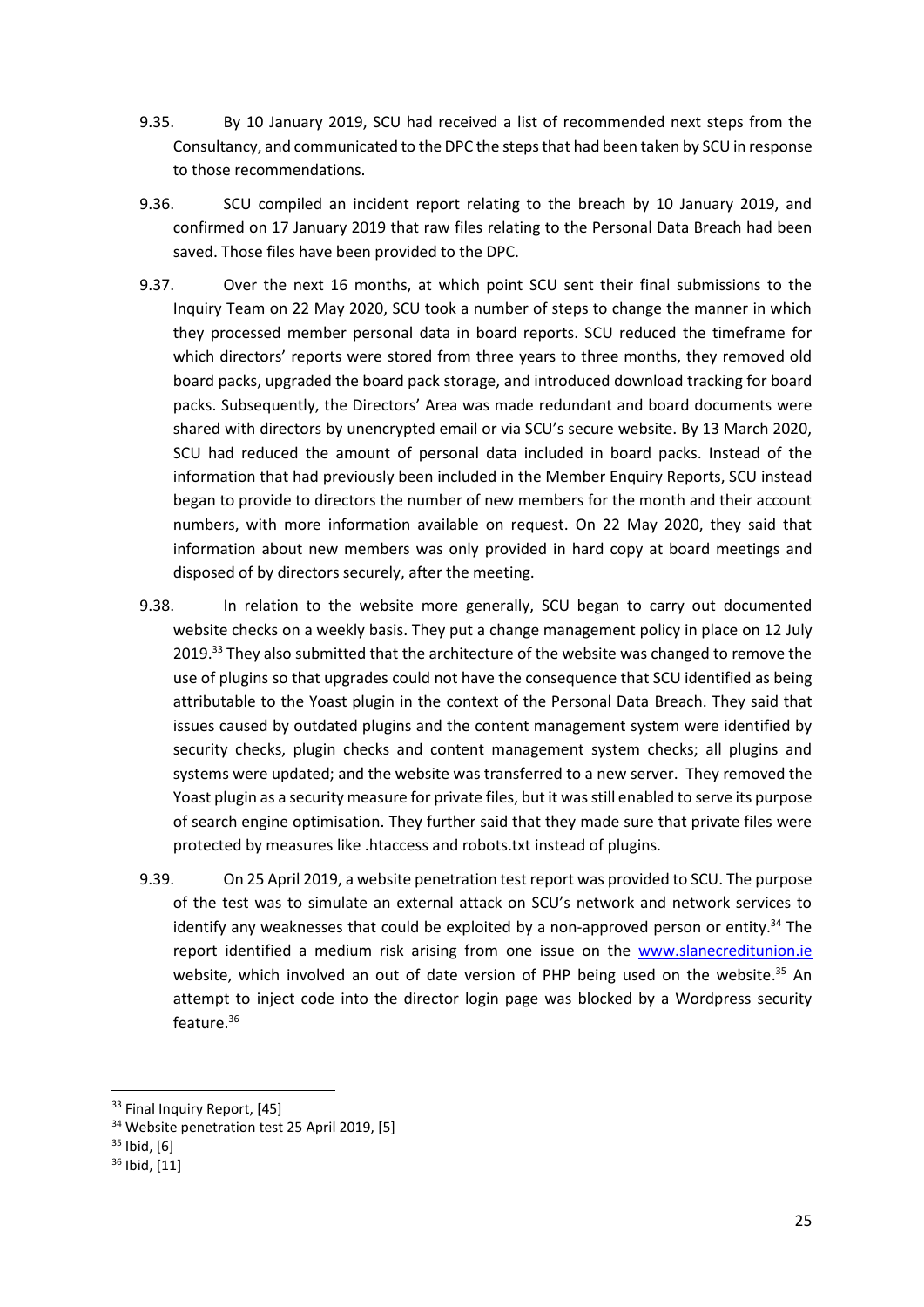9.35. By 10 January 2019, SCU had received a list of recommended next steps from the Consultancy, and communicated to the DPC the steps that had been taken by SCU in response to those recommendations.

9.36. SCU compiled an incident report relating to the breach by 10 January 2019, and confirmed on 17 January 2019 that raw files relating to the Personal Data Breach had been saved. Those files have been provided to the DPC.

9.37. Over the next 16 months, at which point SCU sent their final submissions to the Inquiry Team on 22 May 2020, SCU took a number of steps to change the manner in which they processed member personal data in board reports. SCU reduced the timeframe for which directors' reports were stored from three years to three months, they removed old board packs, upgraded the board pack storage, and introduced download tracking for board packs. Subsequently, the Directors' Area was made redundant and board documents were shared with directors by unencrypted email or via SCU's secure website. By 13 March 2020, SCU had reduced the amount of personal data included in board packs. Instead of the information that had previously been included in the Member Enquiry Reports, SCU instead began to provide to directors the number of new members for the month and their account numbers, with more information available on request. On 22 May 2020, they said that information about new members was only provided in hard copy at board meetings and disposed of by directors securely, after the meeting.

9.38. In relation to the website more generally, SCU began to carry out documented website checks on a weekly basis. They put a change management policy in place on 12 July 2019.[33] They also submitted that the architecture of the website was changed to remove the use of plugins so that upgrades could not have the consequence that SCU identified as being attributable to the Yoast plugin in the context of the Personal Data Breach. They said that issues caused by outdated plugins and the content management system were identified by security checks, plugin checks and content management system checks; all plugins and systems were updated; and the website was transferred to a new server. They removed the Yoast plugin as a security measure for private files, but it was still enabled to serve its purpose of search engine optimisation. They further said that they made sure that private files were protected by measures like .htaccess and robots.txt instead of plugins.

9.39. On 25 April 2019, a website penetration test report was provided to SCU. The purpose of the test was to simulate an external attack on SCU's network and network services to identify any weaknesses that could be exploited by a non-approved person or entity.[34] The report identified a medium risk arising from one issue on the www.slanecreditunion.ie website, which involved an out of date version of PHP being used on the website.[35] An attempt to inject code into the director login page was blocked by a Wordpress security feature.[36]

---

[33] Final Inquiry Report, [45]

[34] Website penetration test 25 April 2019, [5]

[35] Ibid, [6]

[36] Ibid, [11]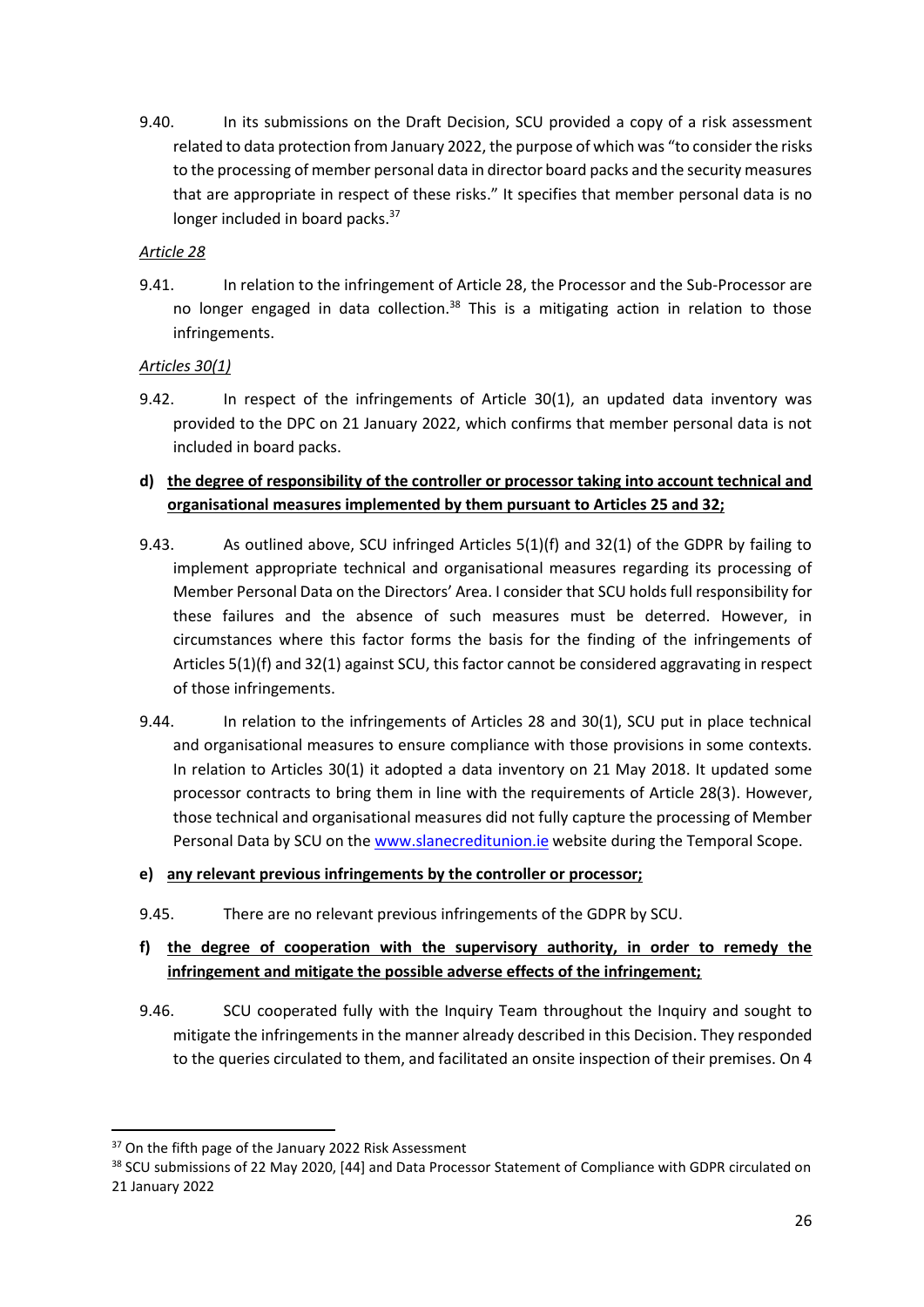9.40. In its submissions on the Draft Decision, SCU provided a copy of a risk assessment related to data protection from January 2022, the purpose of which was "to consider the risks to the processing of member personal data in director board packs and the security measures that are appropriate in respect of these risks." It specifies that member personal data is no longer included in board packs.[37]

*Article 28*

9.41. In relation to the infringement of Article 28, the Processor and the Sub-Processor are no longer engaged in data collection.[38] This is a mitigating action in relation to those infringements.

*Articles 30(1)*

9.42. In respect of the infringements of Article 30(1), an updated data inventory was provided to the DPC on 21 January 2022, which confirms that member personal data is not included in board packs.

**d) the degree of responsibility of the controller or processor taking into account technical and organisational measures implemented by them pursuant to Articles 25 and 32;**

9.43. As outlined above, SCU infringed Articles 5(1)(f) and 32(1) of the GDPR by failing to implement appropriate technical and organisational measures regarding its processing of Member Personal Data on the Directors' Area. I consider that SCU holds full responsibility for these failures and the absence of such measures must be deterred. However, in circumstances where this factor forms the basis for the finding of the infringements of Articles 5(1)(f) and 32(1) against SCU, this factor cannot be considered aggravating in respect of those infringements.

9.44. In relation to the infringements of Articles 28 and 30(1), SCU put in place technical and organisational measures to ensure compliance with those provisions in some contexts. In relation to Articles 30(1) it adopted a data inventory on 21 May 2018. It updated some processor contracts to bring them in line with the requirements of Article 28(3). However, those technical and organisational measures did not fully capture the processing of Member Personal Data by SCU on the www.slanecreditunion.ie website during the Temporal Scope.

**e) any relevant previous infringements by the controller or processor;**

9.45. There are no relevant previous infringements of the GDPR by SCU.

**f) the degree of cooperation with the supervisory authority, in order to remedy the infringement and mitigate the possible adverse effects of the infringement;**

9.46. SCU cooperated fully with the Inquiry Team throughout the Inquiry and sought to mitigate the infringements in the manner already described in this Decision. They responded to the queries circulated to them, and facilitated an onsite inspection of their premises. On 4

---

[37] On the fifth page of the January 2022 Risk Assessment

[38] SCU submissions of 22 May 2020, [44] and Data Processor Statement of Compliance with GDPR circulated on 21 January 2022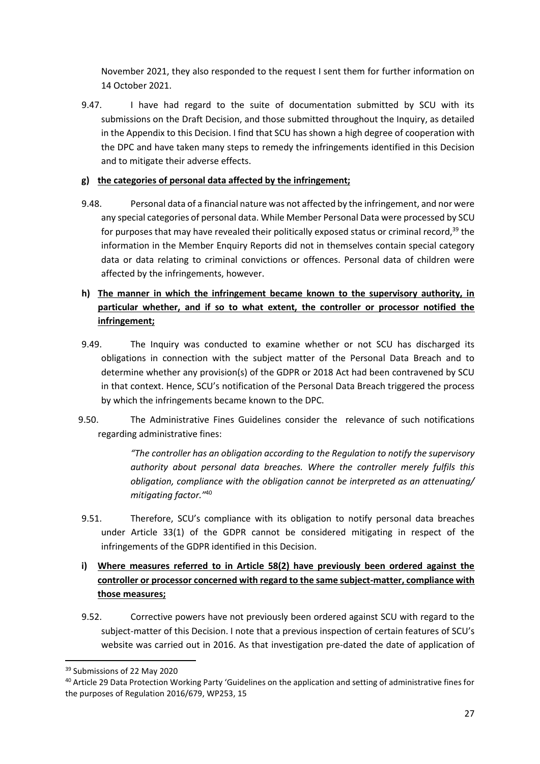November 2021, they also responded to the request I sent them for further information on 14 October 2021.

9.47. I have had regard to the suite of documentation submitted by SCU with its submissions on the Draft Decision, and those submitted throughout the Inquiry, as detailed in the Appendix to this Decision. I find that SCU has shown a high degree of cooperation with the DPC and have taken many steps to remedy the infringements identified in this Decision and to mitigate their adverse effects.

**g) the categories of personal data affected by the infringement;**

9.48. Personal data of a financial nature was not affected by the infringement, and nor were any special categories of personal data. While Member Personal Data were processed by SCU for purposes that may have revealed their politically exposed status or criminal record,[39] the information in the Member Enquiry Reports did not in themselves contain special category data or data relating to criminal convictions or offences. Personal data of children were affected by the infringements, however.

**h) The manner in which the infringement became known to the supervisory authority, in particular whether, and if so to what extent, the controller or processor notified the infringement;**

9.49. The Inquiry was conducted to examine whether or not SCU has discharged its obligations in connection with the subject matter of the Personal Data Breach and to determine whether any provision(s) of the GDPR or 2018 Act had been contravened by SCU in that context. Hence, SCU's notification of the Personal Data Breach triggered the process by which the infringements became known to the DPC.

9.50. The Administrative Fines Guidelines consider the relevance of such notifications regarding administrative fines:

> *"The controller has an obligation according to the Regulation to notify the supervisory authority about personal data breaches. Where the controller merely fulfils this obligation, compliance with the obligation cannot be interpreted as an attenuating/ mitigating factor."*[40]

9.51. Therefore, SCU's compliance with its obligation to notify personal data breaches under Article 33(1) of the GDPR cannot be considered mitigating in respect of the infringements of the GDPR identified in this Decision.

**i) Where measures referred to in Article 58(2) have previously been ordered against the controller or processor concerned with regard to the same subject-matter, compliance with those measures;**

9.52. Corrective powers have not previously been ordered against SCU with regard to the subject-matter of this Decision. I note that a previous inspection of certain features of SCU's website was carried out in 2016. As that investigation pre-dated the date of application of

---

[39] Submissions of 22 May 2020

[40] Article 29 Data Protection Working Party 'Guidelines on the application and setting of administrative fines for the purposes of Regulation 2016/679, WP253, 15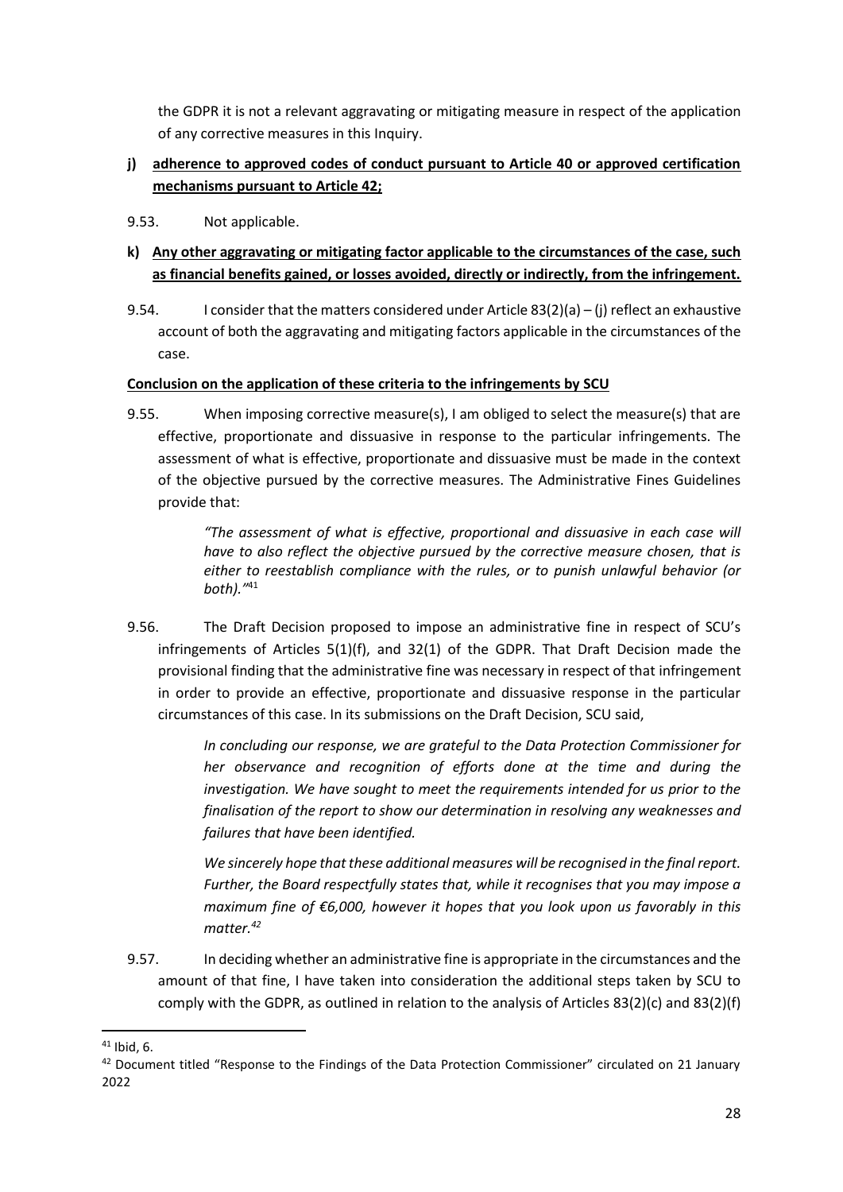the GDPR it is not a relevant aggravating or mitigating measure in respect of the application of any corrective measures in this Inquiry.

**j) adherence to approved codes of conduct pursuant to Article 40 or approved certification mechanisms pursuant to Article 42;**

9.53. Not applicable.

**k) Any other aggravating or mitigating factor applicable to the circumstances of the case, such as financial benefits gained, or losses avoided, directly or indirectly, from the infringement.**

9.54. I consider that the matters considered under Article 83(2)(a) – (j) reflect an exhaustive account of both the aggravating and mitigating factors applicable in the circumstances of the case.

**Conclusion on the application of these criteria to the infringements by SCU**

9.55. When imposing corrective measure(s), I am obliged to select the measure(s) that are effective, proportionate and dissuasive in response to the particular infringements. The assessment of what is effective, proportionate and dissuasive must be made in the context of the objective pursued by the corrective measures. The Administrative Fines Guidelines provide that:

> *"The assessment of what is effective, proportional and dissuasive in each case will have to also reflect the objective pursued by the corrective measure chosen, that is either to reestablish compliance with the rules, or to punish unlawful behavior (or both)."*[41]

9.56. The Draft Decision proposed to impose an administrative fine in respect of SCU's infringements of Articles 5(1)(f), and 32(1) of the GDPR. That Draft Decision made the provisional finding that the administrative fine was necessary in respect of that infringement in order to provide an effective, proportionate and dissuasive response in the particular circumstances of this case. In its submissions on the Draft Decision, SCU said,

> *In concluding our response, we are grateful to the Data Protection Commissioner for her observance and recognition of efforts done at the time and during the investigation. We have sought to meet the requirements intended for us prior to the finalisation of the report to show our determination in resolving any weaknesses and failures that have been identified.*
>
> *We sincerely hope that these additional measures will be recognised in the final report. Further, the Board respectfully states that, while it recognises that you may impose a maximum fine of €6,000, however it hopes that you look upon us favorably in this matter.*[42]

9.57. In deciding whether an administrative fine is appropriate in the circumstances and the amount of that fine, I have taken into consideration the additional steps taken by SCU to comply with the GDPR, as outlined in relation to the analysis of Articles 83(2)(c) and 83(2)(f)

---

[41] Ibid, 6.

[42] Document titled "Response to the Findings of the Data Protection Commissioner" circulated on 21 January 2022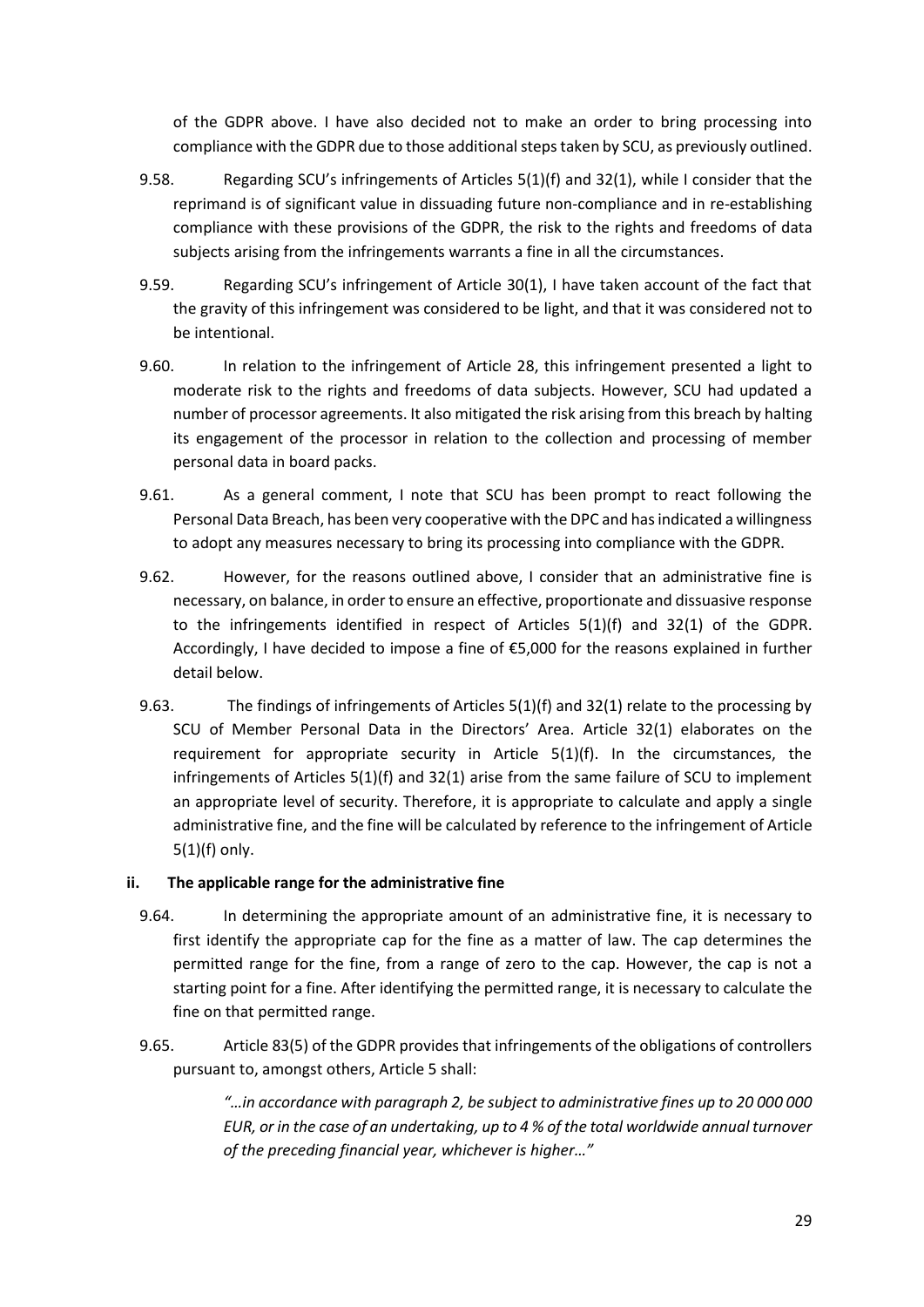of the GDPR above. I have also decided not to make an order to bring processing into compliance with the GDPR due to those additional steps taken by SCU, as previously outlined.

9.58. Regarding SCU's infringements of Articles 5(1)(f) and 32(1), while I consider that the reprimand is of significant value in dissuading future non-compliance and in re-establishing compliance with these provisions of the GDPR, the risk to the rights and freedoms of data subjects arising from the infringements warrants a fine in all the circumstances.

9.59. Regarding SCU's infringement of Article 30(1), I have taken account of the fact that the gravity of this infringement was considered to be light, and that it was considered not to be intentional.

9.60. In relation to the infringement of Article 28, this infringement presented a light to moderate risk to the rights and freedoms of data subjects. However, SCU had updated a number of processor agreements. It also mitigated the risk arising from this breach by halting its engagement of the processor in relation to the collection and processing of member personal data in board packs.

9.61. As a general comment, I note that SCU has been prompt to react following the Personal Data Breach, has been very cooperative with the DPC and has indicated a willingness to adopt any measures necessary to bring its processing into compliance with the GDPR.

9.62. However, for the reasons outlined above, I consider that an administrative fine is necessary, on balance, in order to ensure an effective, proportionate and dissuasive response to the infringements identified in respect of Articles 5(1)(f) and 32(1) of the GDPR. Accordingly, I have decided to impose a fine of €5,000 for the reasons explained in further detail below.

9.63. The findings of infringements of Articles 5(1)(f) and 32(1) relate to the processing by SCU of Member Personal Data in the Directors' Area. Article 32(1) elaborates on the requirement for appropriate security in Article 5(1)(f). In the circumstances, the infringements of Articles 5(1)(f) and 32(1) arise from the same failure of SCU to implement an appropriate level of security. Therefore, it is appropriate to calculate and apply a single administrative fine, and the fine will be calculated by reference to the infringement of Article 5(1)(f) only.

### ii. The applicable range for the administrative fine

9.64. In determining the appropriate amount of an administrative fine, it is necessary to first identify the appropriate cap for the fine as a matter of law. The cap determines the permitted range for the fine, from a range of zero to the cap. However, the cap is not a starting point for a fine. After identifying the permitted range, it is necessary to calculate the fine on that permitted range.

9.65. Article 83(5) of the GDPR provides that infringements of the obligations of controllers pursuant to, amongst others, Article 5 shall:

> *"…in accordance with paragraph 2, be subject to administrative fines up to 20 000 000 EUR, or in the case of an undertaking, up to 4 % of the total worldwide annual turnover of the preceding financial year, whichever is higher…"*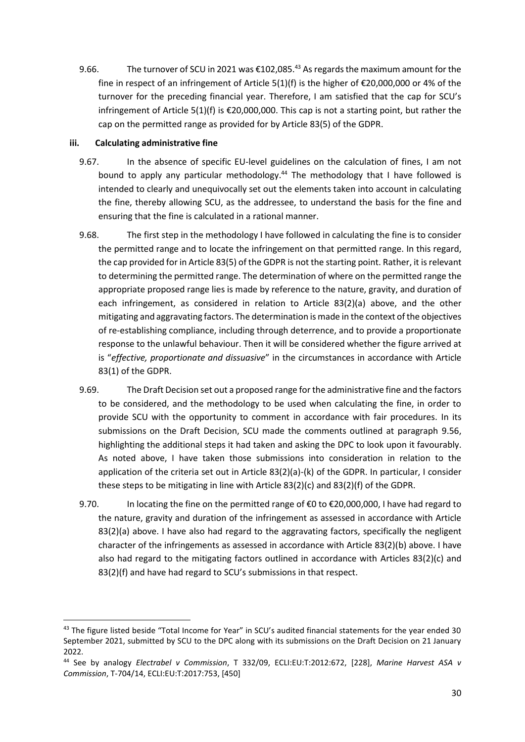9.66. The turnover of SCU in 2021 was €102,085.[43] As regards the maximum amount for the fine in respect of an infringement of Article 5(1)(f) is the higher of €20,000,000 or 4% of the turnover for the preceding financial year. Therefore, I am satisfied that the cap for SCU's infringement of Article 5(1)(f) is €20,000,000. This cap is not a starting point, but rather the cap on the permitted range as provided for by Article 83(5) of the GDPR.

### iii. Calculating administrative fine

9.67. In the absence of specific EU-level guidelines on the calculation of fines, I am not bound to apply any particular methodology.[44] The methodology that I have followed is intended to clearly and unequivocally set out the elements taken into account in calculating the fine, thereby allowing SCU, as the addressee, to understand the basis for the fine and ensuring that the fine is calculated in a rational manner.

9.68. The first step in the methodology I have followed in calculating the fine is to consider the permitted range and to locate the infringement on that permitted range. In this regard, the cap provided for in Article 83(5) of the GDPR is not the starting point. Rather, it is relevant to determining the permitted range. The determination of where on the permitted range the appropriate proposed range lies is made by reference to the nature, gravity, and duration of each infringement, as considered in relation to Article 83(2)(a) above, and the other mitigating and aggravating factors. The determination is made in the context of the objectives of re-establishing compliance, including through deterrence, and to provide a proportionate response to the unlawful behaviour. Then it will be considered whether the figure arrived at is "*effective, proportionate and dissuasive*" in the circumstances in accordance with Article 83(1) of the GDPR.

9.69. The Draft Decision set out a proposed range for the administrative fine and the factors to be considered, and the methodology to be used when calculating the fine, in order to provide SCU with the opportunity to comment in accordance with fair procedures. In its submissions on the Draft Decision, SCU made the comments outlined at paragraph 9.56, highlighting the additional steps it had taken and asking the DPC to look upon it favourably. As noted above, I have taken those submissions into consideration in relation to the application of the criteria set out in Article 83(2)(a)-(k) of the GDPR. In particular, I consider these steps to be mitigating in line with Article 83(2)(c) and 83(2)(f) of the GDPR.

9.70. In locating the fine on the permitted range of €0 to €20,000,000, I have had regard to the nature, gravity and duration of the infringement as assessed in accordance with Article 83(2)(a) above. I have also had regard to the aggravating factors, specifically the negligent character of the infringements as assessed in accordance with Article 83(2)(b) above. I have also had regard to the mitigating factors outlined in accordance with Articles 83(2)(c) and 83(2)(f) and have had regard to SCU's submissions in that respect.

---

[43] The figure listed beside "Total Income for Year" in SCU's audited financial statements for the year ended 30 September 2021, submitted by SCU to the DPC along with its submissions on the Draft Decision on 21 January 2022.

[44] See by analogy *Electrabel v Commission*, T 332/09, ECLI:EU:T:2012:672, [228], *Marine Harvest ASA v Commission*, T-704/14, ECLI:EU:T:2017:753, [450]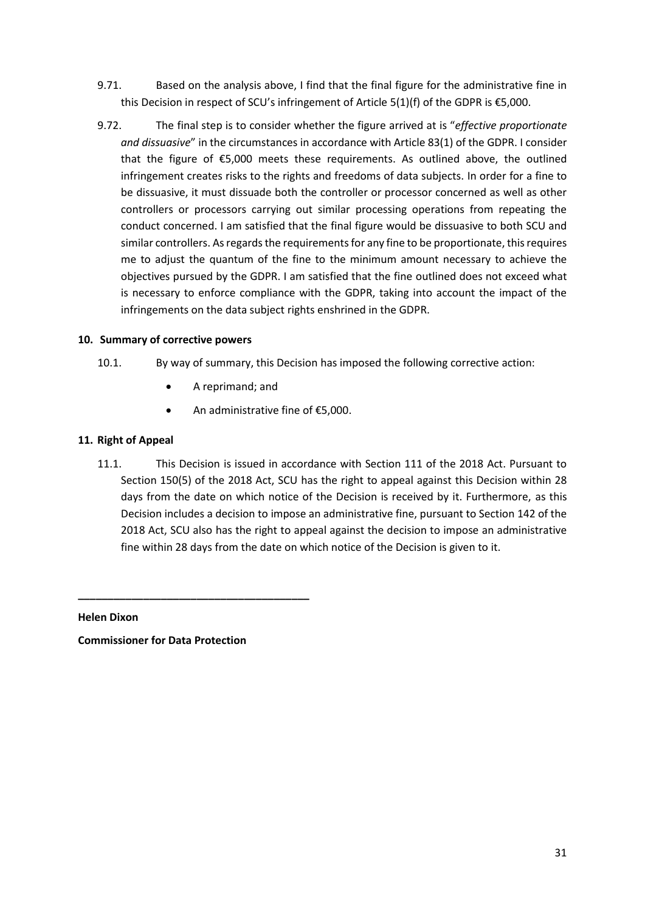9.71. Based on the analysis above, I find that the final figure for the administrative fine in this Decision in respect of SCU's infringement of Article 5(1)(f) of the GDPR is €5,000.

9.72. The final step is to consider whether the figure arrived at is "*effective proportionate and dissuasive*" in the circumstances in accordance with Article 83(1) of the GDPR. I consider that the figure of €5,000 meets these requirements. As outlined above, the outlined infringement creates risks to the rights and freedoms of data subjects. In order for a fine to be dissuasive, it must dissuade both the controller or processor concerned as well as other controllers or processors carrying out similar processing operations from repeating the conduct concerned. I am satisfied that the final figure would be dissuasive to both SCU and similar controllers. As regards the requirements for any fine to be proportionate, this requires me to adjust the quantum of the fine to the minimum amount necessary to achieve the objectives pursued by the GDPR. I am satisfied that the fine outlined does not exceed what is necessary to enforce compliance with the GDPR, taking into account the impact of the infringements on the data subject rights enshrined in the GDPR.

## 10. Summary of corrective powers

10.1. By way of summary, this Decision has imposed the following corrective action:

- A reprimand; and
- An administrative fine of €5,000.

## 11. Right of Appeal

11.1. This Decision is issued in accordance with Section 111 of the 2018 Act. Pursuant to Section 150(5) of the 2018 Act, SCU has the right to appeal against this Decision within 28 days from the date on which notice of the Decision is received by it. Furthermore, as this Decision includes a decision to impose an administrative fine, pursuant to Section 142 of the 2018 Act, SCU also has the right to appeal against the decision to impose an administrative fine within 28 days from the date on which notice of the Decision is given to it.

\_\_\_\_\_\_\_\_\_\_\_\_\_\_\_\_\_\_\_\_\_\_\_\_\_\_\_\_\_\_\_\_\_\_\_\_\_\_\_\_

**Helen Dixon**

**Commissioner for Data Protection**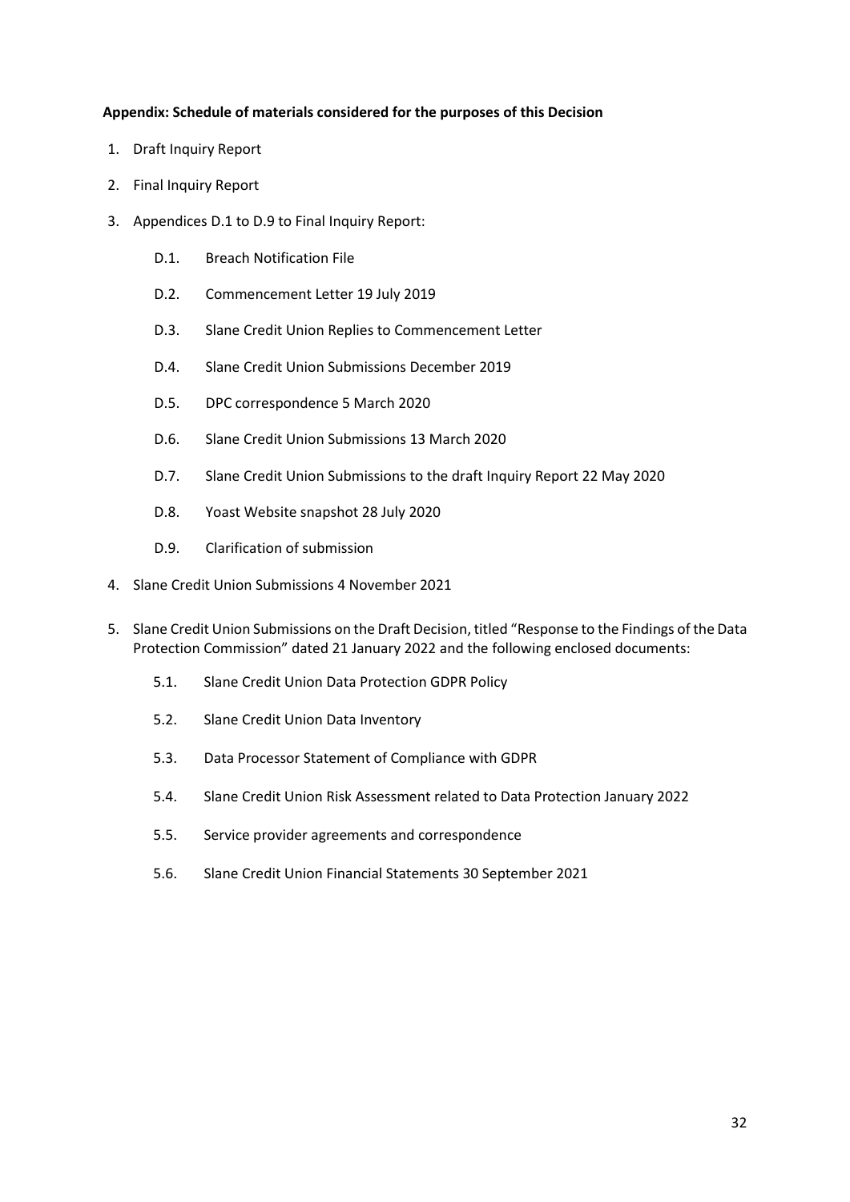**Appendix: Schedule of materials considered for the purposes of this Decision**

1. Draft Inquiry Report
2. Final Inquiry Report
3. Appendices D.1 to D.9 to Final Inquiry Report:
    - D.1. Breach Notification File
    - D.2. Commencement Letter 19 July 2019
    - D.3. Slane Credit Union Replies to Commencement Letter
    - D.4. Slane Credit Union Submissions December 2019
    - D.5. DPC correspondence 5 March 2020
    - D.6. Slane Credit Union Submissions 13 March 2020
    - D.7. Slane Credit Union Submissions to the draft Inquiry Report 22 May 2020
    - D.8. Yoast Website snapshot 28 July 2020
    - D.9. Clarification of submission
4. Slane Credit Union Submissions 4 November 2021
5. Slane Credit Union Submissions on the Draft Decision, titled "Response to the Findings of the Data Protection Commission" dated 21 January 2022 and the following enclosed documents:
    - 5.1. Slane Credit Union Data Protection GDPR Policy
    - 5.2. Slane Credit Union Data Inventory
    - 5.3. Data Processor Statement of Compliance with GDPR
    - 5.4. Slane Credit Union Risk Assessment related to Data Protection January 2022
    - 5.5. Service provider agreements and correspondence
    - 5.6. Slane Credit Union Financial Statements 30 September 2021